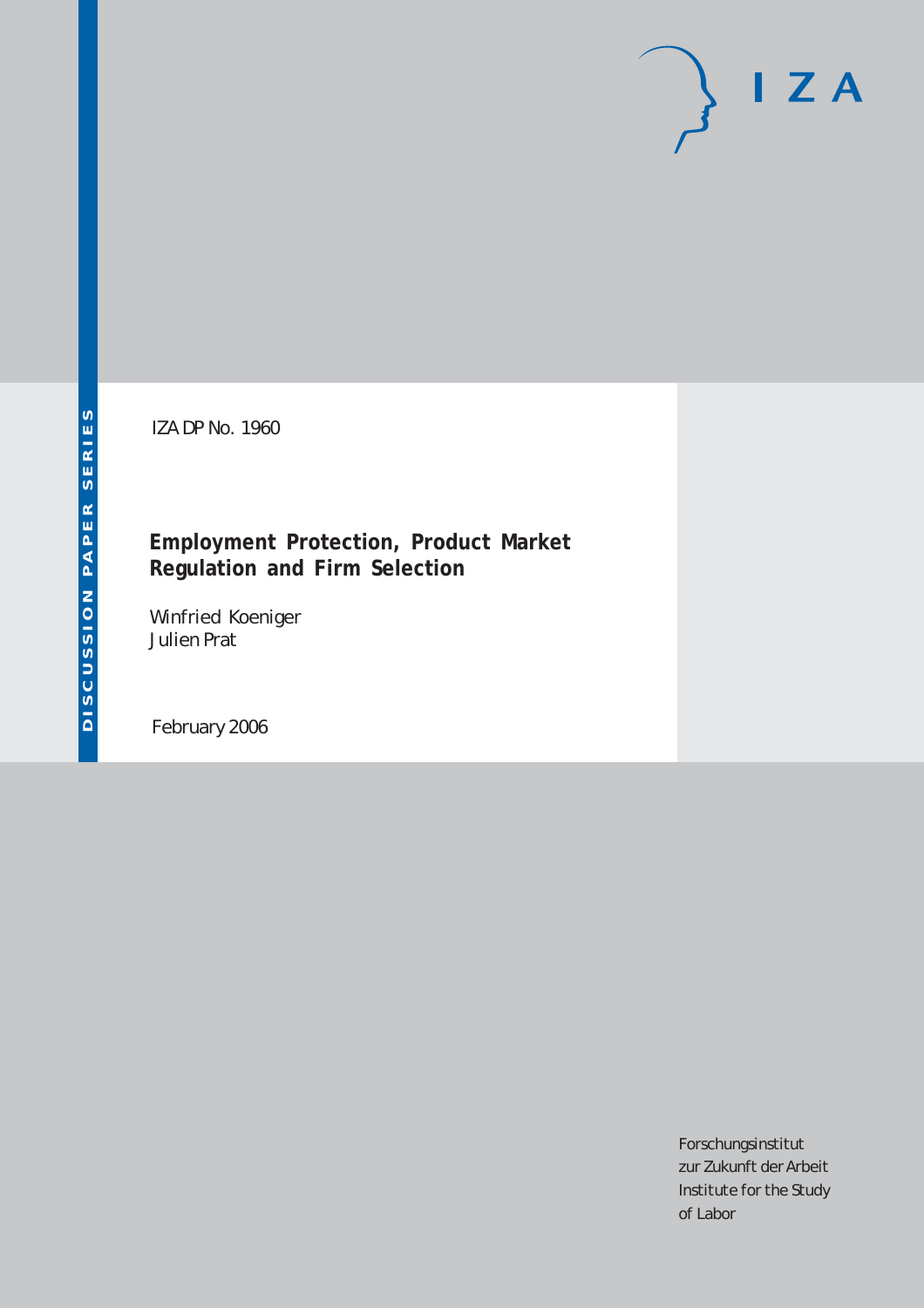DISCUSSION PAPER SERIES

IZA DP No. 1960

# Employment Protection, Product Market Regulation and Firm Selection

Winfried Koeniger
Julien Prat

February 2006

Forschungsinstitut
zur Zukunft der Arbeit
Institute for the Study
of Labor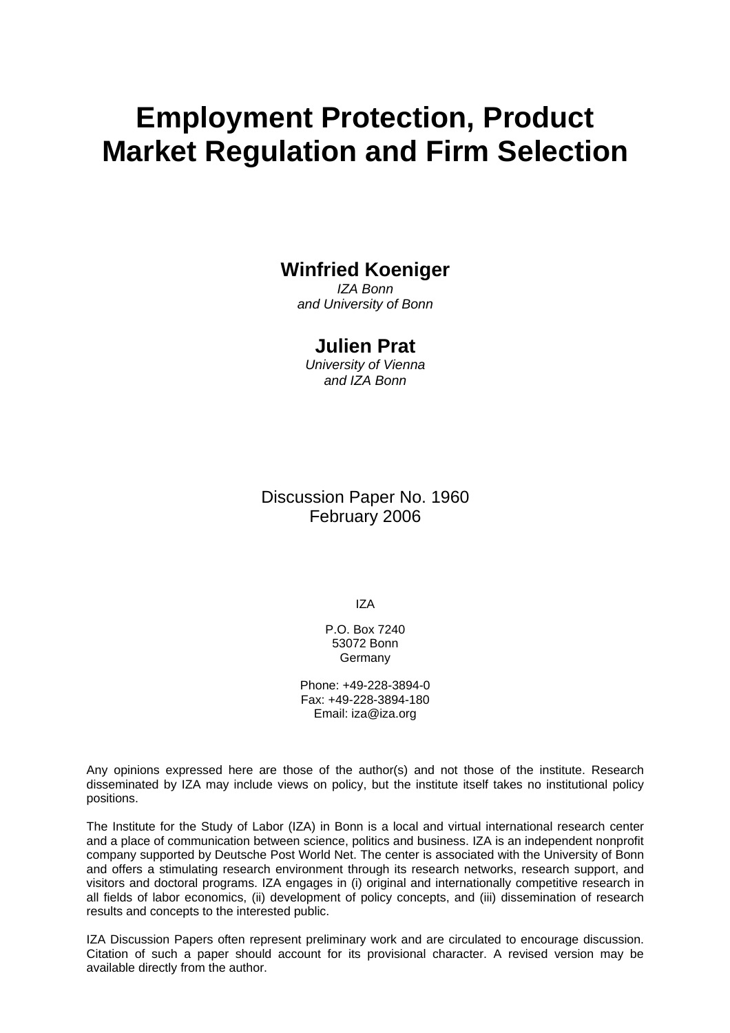# Employment Protection, Product Market Regulation and Firm Selection

**Winfried Koeniger**
*IZA Bonn*
*and University of Bonn*

**Julien Prat**
*University of Vienna*
*and IZA Bonn*

Discussion Paper No. 1960
February 2006

IZA

P.O. Box 7240
53072 Bonn
Germany

Phone: +49-228-3894-0
Fax: +49-228-3894-180
Email: iza@iza.org

Any opinions expressed here are those of the author(s) and not those of the institute. Research disseminated by IZA may include views on policy, but the institute itself takes no institutional policy positions.

The Institute for the Study of Labor (IZA) in Bonn is a local and virtual international research center and a place of communication between science, politics and business. IZA is an independent nonprofit company supported by Deutsche Post World Net. The center is associated with the University of Bonn and offers a stimulating research environment through its research networks, research support, and visitors and doctoral programs. IZA engages in (i) original and internationally competitive research in all fields of labor economics, (ii) development of policy concepts, and (iii) dissemination of research results and concepts to the interested public.

IZA Discussion Papers often represent preliminary work and are circulated to encourage discussion. Citation of such a paper should account for its provisional character. A revised version may be available directly from the author.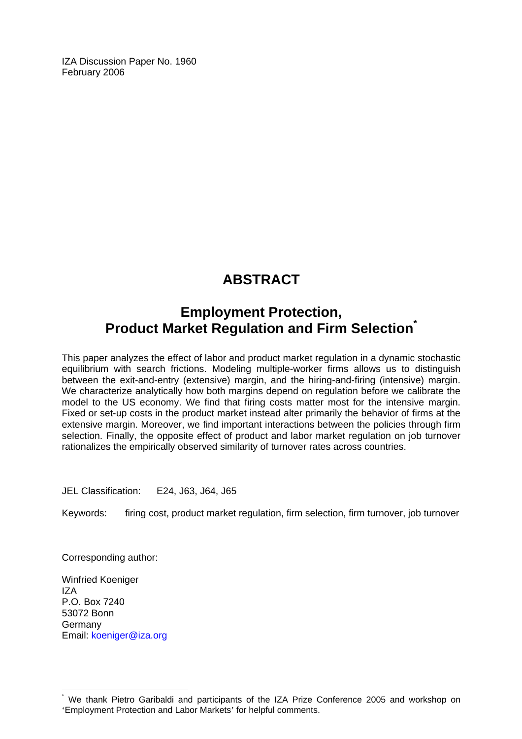IZA Discussion Paper No. 1960
February 2006

# ABSTRACT

## Employment Protection, Product Market Regulation and Firm Selection*

This paper analyzes the effect of labor and product market regulation in a dynamic stochastic equilibrium with search frictions. Modeling multiple-worker firms allows us to distinguish between the exit-and-entry (extensive) margin, and the hiring-and-firing (intensive) margin. We characterize analytically how both margins depend on regulation before we calibrate the model to the US economy. We find that firing costs matter most for the intensive margin. Fixed or set-up costs in the product market instead alter primarily the behavior of firms at the extensive margin. Moreover, we find important interactions between the policies through firm selection. Finally, the opposite effect of product and labor market regulation on job turnover rationalizes the empirically observed similarity of turnover rates across countries.

JEL Classification: E24, J63, J64, J65

Keywords: firing cost, product market regulation, firm selection, firm turnover, job turnover

Corresponding author:

Winfried Koeniger
IZA
P.O. Box 7240
53072 Bonn
Germany
Email: koeniger@iza.org

* We thank Pietro Garibaldi and participants of the IZA Prize Conference 2005 and workshop on 'Employment Protection and Labor Markets' for helpful comments.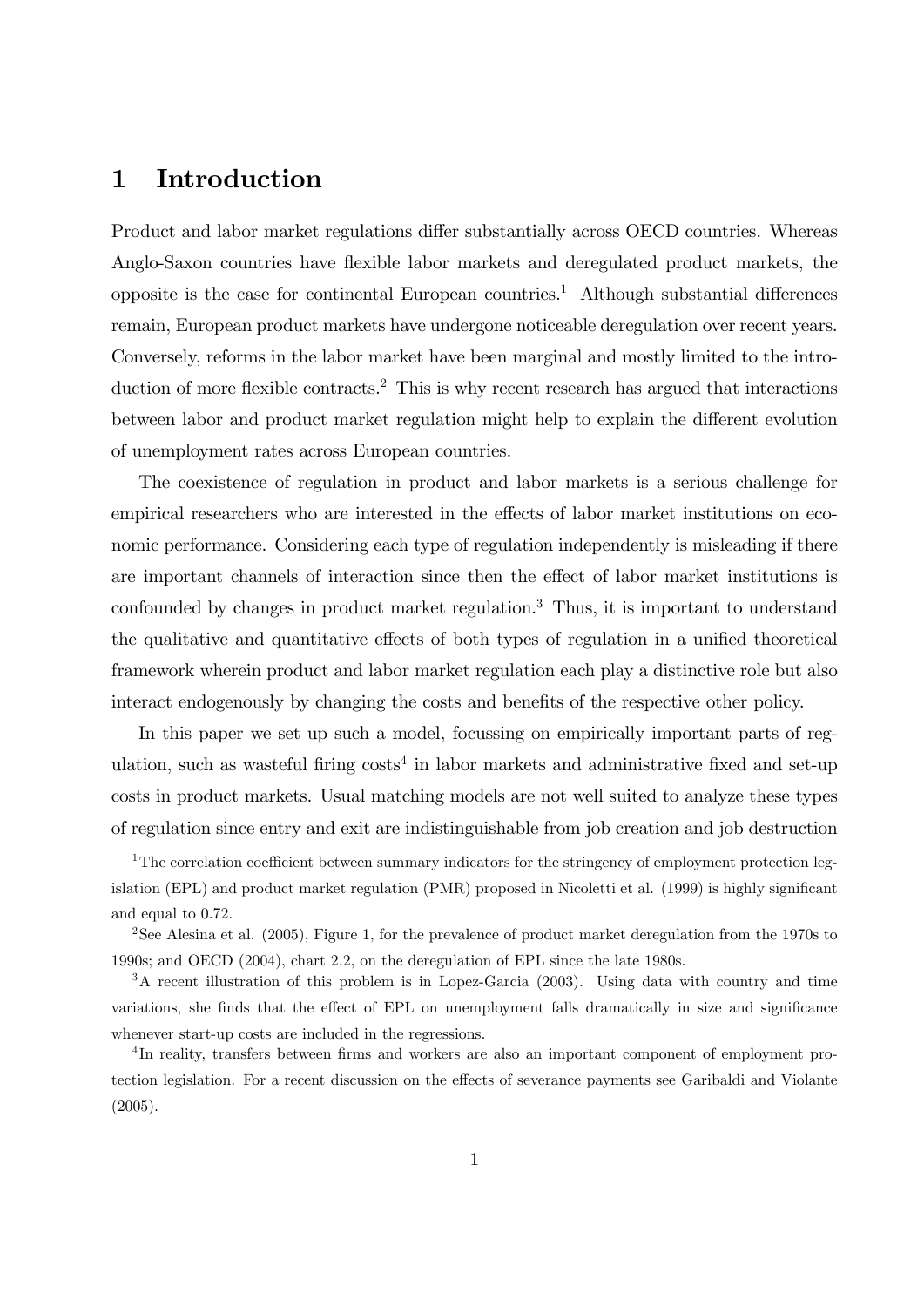# 1 Introduction

Product and labor market regulations differ substantially across OECD countries. Whereas Anglo-Saxon countries have flexible labor markets and deregulated product markets, the opposite is the case for continental European countries.[1] Although substantial differences remain, European product markets have undergone noticeable deregulation over recent years. Conversely, reforms in the labor market have been marginal and mostly limited to the introduction of more flexible contracts.[2] This is why recent research has argued that interactions between labor and product market regulation might help to explain the different evolution of unemployment rates across European countries.

The coexistence of regulation in product and labor markets is a serious challenge for empirical researchers who are interested in the effects of labor market institutions on economic performance. Considering each type of regulation independently is misleading if there are important channels of interaction since then the effect of labor market institutions is confounded by changes in product market regulation.[3] Thus, it is important to understand the qualitative and quantitative effects of both types of regulation in a unified theoretical framework wherein product and labor market regulation each play a distinctive role but also interact endogenously by changing the costs and benefits of the respective other policy.

In this paper we set up such a model, focussing on empirically important parts of regulation, such as wasteful firing costs[4] in labor markets and administrative fixed and set-up costs in product markets. Usual matching models are not well suited to analyze these types of regulation since entry and exit are indistinguishable from job creation and job destruction

[1] The correlation coefficient between summary indicators for the stringency of employment protection legislation (EPL) and product market regulation (PMR) proposed in Nicoletti et al. (1999) is highly significant and equal to 0.72.

[2] See Alesina et al. (2005), Figure 1, for the prevalence of product market deregulation from the 1970s to 1990s; and OECD (2004), chart 2.2, on the deregulation of EPL since the late 1980s.

[3] A recent illustration of this problem is in Lopez-Garcia (2003). Using data with country and time variations, she finds that the effect of EPL on unemployment falls dramatically in size and significance whenever start-up costs are included in the regressions.

[4] In reality, transfers between firms and workers are also an important component of employment protection legislation. For a recent discussion on the effects of severance payments see Garibaldi and Violante (2005).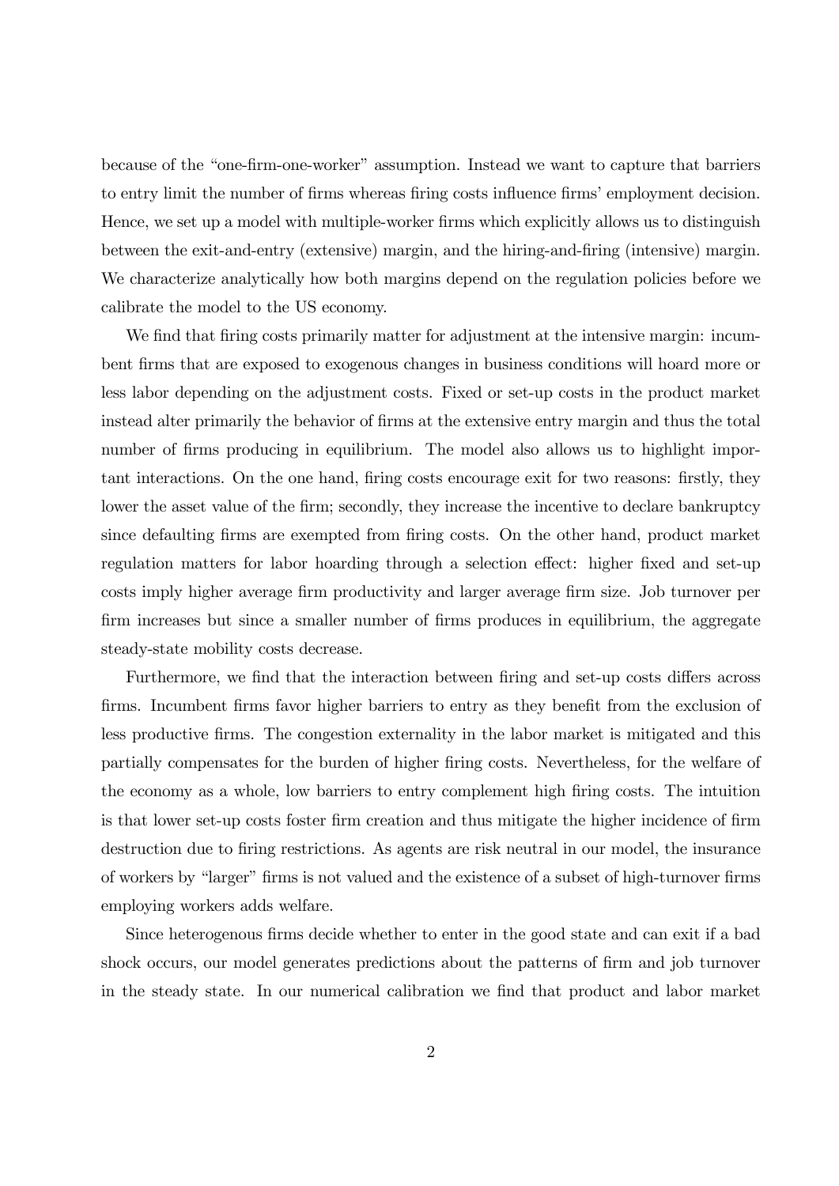because of the "one-firm-one-worker" assumption. Instead we want to capture that barriers to entry limit the number of firms whereas firing costs influence firms' employment decision. Hence, we set up a model with multiple-worker firms which explicitly allows us to distinguish between the exit-and-entry (extensive) margin, and the hiring-and-firing (intensive) margin. We characterize analytically how both margins depend on the regulation policies before we calibrate the model to the US economy.

We find that firing costs primarily matter for adjustment at the intensive margin: incumbent firms that are exposed to exogenous changes in business conditions will hoard more or less labor depending on the adjustment costs. Fixed or set-up costs in the product market instead alter primarily the behavior of firms at the extensive entry margin and thus the total number of firms producing in equilibrium. The model also allows us to highlight important interactions. On the one hand, firing costs encourage exit for two reasons: firstly, they lower the asset value of the firm; secondly, they increase the incentive to declare bankruptcy since defaulting firms are exempted from firing costs. On the other hand, product market regulation matters for labor hoarding through a selection effect: higher fixed and set-up costs imply higher average firm productivity and larger average firm size. Job turnover per firm increases but since a smaller number of firms produces in equilibrium, the aggregate steady-state mobility costs decrease.

Furthermore, we find that the interaction between firing and set-up costs differs across firms. Incumbent firms favor higher barriers to entry as they benefit from the exclusion of less productive firms. The congestion externality in the labor market is mitigated and this partially compensates for the burden of higher firing costs. Nevertheless, for the welfare of the economy as a whole, low barriers to entry complement high firing costs. The intuition is that lower set-up costs foster firm creation and thus mitigate the higher incidence of firm destruction due to firing restrictions. As agents are risk neutral in our model, the insurance of workers by "larger" firms is not valued and the existence of a subset of high-turnover firms employing workers adds welfare.

Since heterogenous firms decide whether to enter in the good state and can exit if a bad shock occurs, our model generates predictions about the patterns of firm and job turnover in the steady state. In our numerical calibration we find that product and labor market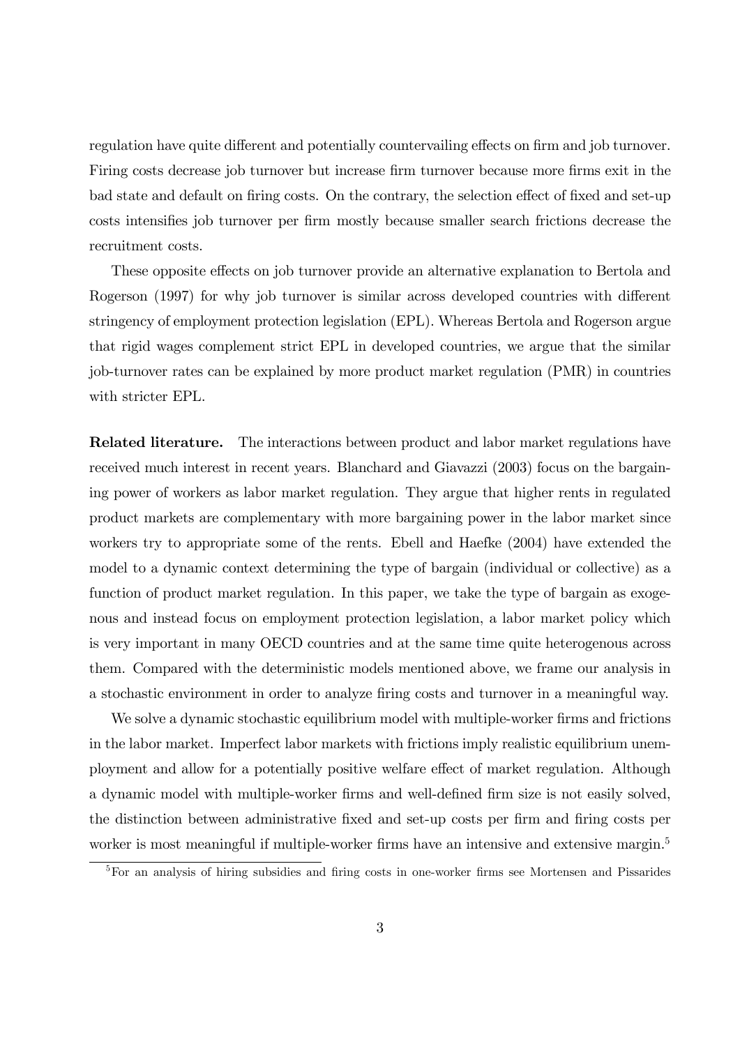regulation have quite different and potentially countervailing effects on firm and job turnover. Firing costs decrease job turnover but increase firm turnover because more firms exit in the bad state and default on firing costs. On the contrary, the selection effect of fixed and set-up costs intensifies job turnover per firm mostly because smaller search frictions decrease the recruitment costs.

These opposite effects on job turnover provide an alternative explanation to Bertola and Rogerson (1997) for why job turnover is similar across developed countries with different stringency of employment protection legislation (EPL). Whereas Bertola and Rogerson argue that rigid wages complement strict EPL in developed countries, we argue that the similar job-turnover rates can be explained by more product market regulation (PMR) in countries with stricter EPL.

**Related literature.** The interactions between product and labor market regulations have received much interest in recent years. Blanchard and Giavazzi (2003) focus on the bargaining power of workers as labor market regulation. They argue that higher rents in regulated product markets are complementary with more bargaining power in the labor market since workers try to appropriate some of the rents. Ebell and Haefke (2004) have extended the model to a dynamic context determining the type of bargain (individual or collective) as a function of product market regulation. In this paper, we take the type of bargain as exogenous and instead focus on employment protection legislation, a labor market policy which is very important in many OECD countries and at the same time quite heterogenous across them. Compared with the deterministic models mentioned above, we frame our analysis in a stochastic environment in order to analyze firing costs and turnover in a meaningful way.

We solve a dynamic stochastic equilibrium model with multiple-worker firms and frictions in the labor market. Imperfect labor markets with frictions imply realistic equilibrium unemployment and allow for a potentially positive welfare effect of market regulation. Although a dynamic model with multiple-worker firms and well-defined firm size is not easily solved, the distinction between administrative fixed and set-up costs per firm and firing costs per worker is most meaningful if multiple-worker firms have an intensive and extensive margin.[5]

[5] For an analysis of hiring subsidies and firing costs in one-worker firms see Mortensen and Pissarides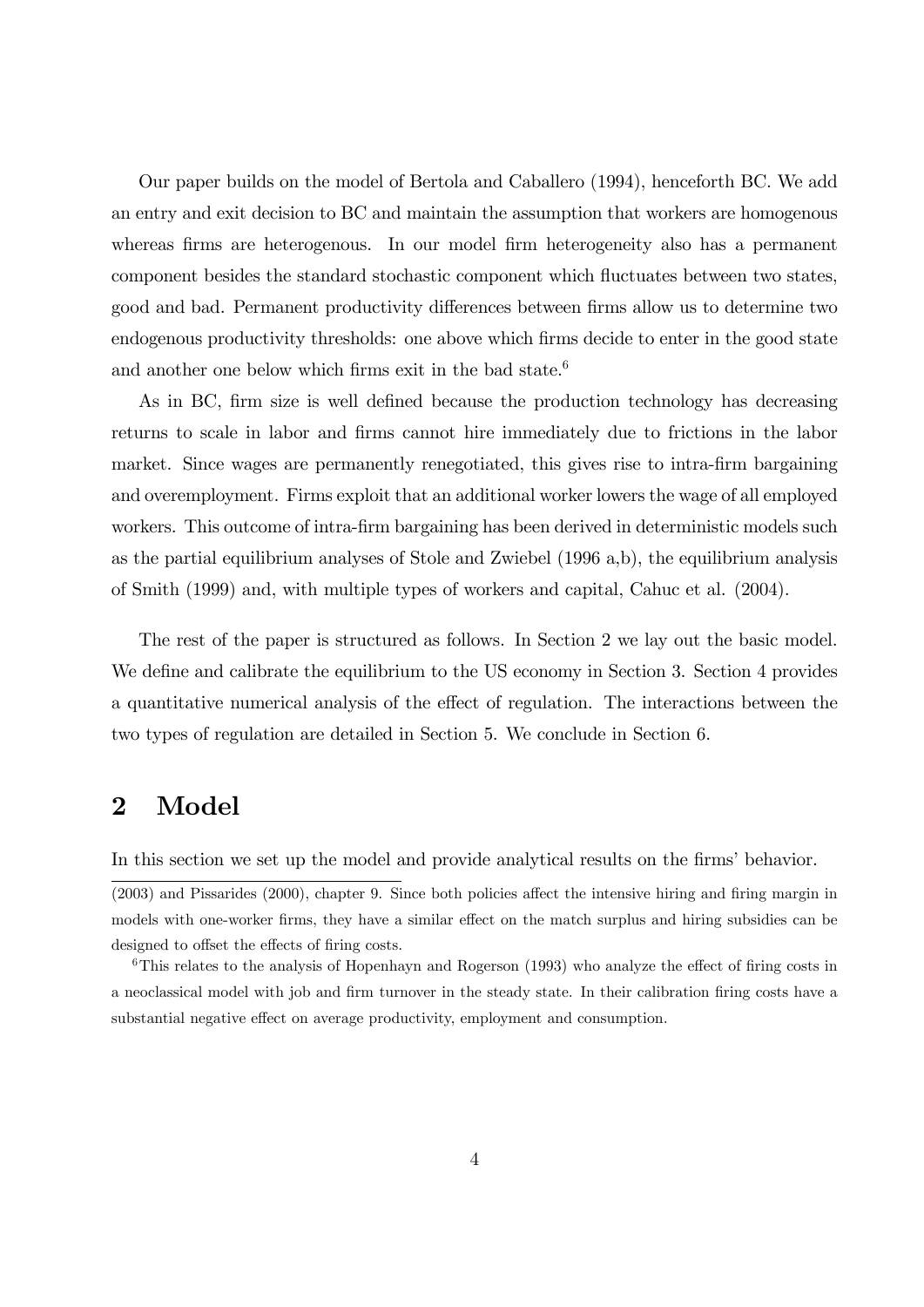Our paper builds on the model of Bertola and Caballero (1994), henceforth BC. We add an entry and exit decision to BC and maintain the assumption that workers are homogenous whereas firms are heterogenous. In our model firm heterogeneity also has a permanent component besides the standard stochastic component which fluctuates between two states, good and bad. Permanent productivity differences between firms allow us to determine two endogenous productivity thresholds: one above which firms decide to enter in the good state and another one below which firms exit in the bad state.[6]

As in BC, firm size is well defined because the production technology has decreasing returns to scale in labor and firms cannot hire immediately due to frictions in the labor market. Since wages are permanently renegotiated, this gives rise to intra-firm bargaining and overemployment. Firms exploit that an additional worker lowers the wage of all employed workers. This outcome of intra-firm bargaining has been derived in deterministic models such as the partial equilibrium analyses of Stole and Zwiebel (1996 a,b), the equilibrium analysis of Smith (1999) and, with multiple types of workers and capital, Cahuc et al. (2004).

The rest of the paper is structured as follows. In Section 2 we lay out the basic model. We define and calibrate the equilibrium to the US economy in Section 3. Section 4 provides a quantitative numerical analysis of the effect of regulation. The interactions between the two types of regulation are detailed in Section 5. We conclude in Section 6.

# 2 Model

In this section we set up the model and provide analytical results on the firms' behavior.

(2003) and Pissarides (2000), chapter 9. Since both policies affect the intensive hiring and firing margin in models with one-worker firms, they have a similar effect on the match surplus and hiring subsidies can be designed to offset the effects of firing costs.

[6] This relates to the analysis of Hopenhayn and Rogerson (1993) who analyze the effect of firing costs in a neoclassical model with job and firm turnover in the steady state. In their calibration firing costs have a substantial negative effect on average productivity, employment and consumption.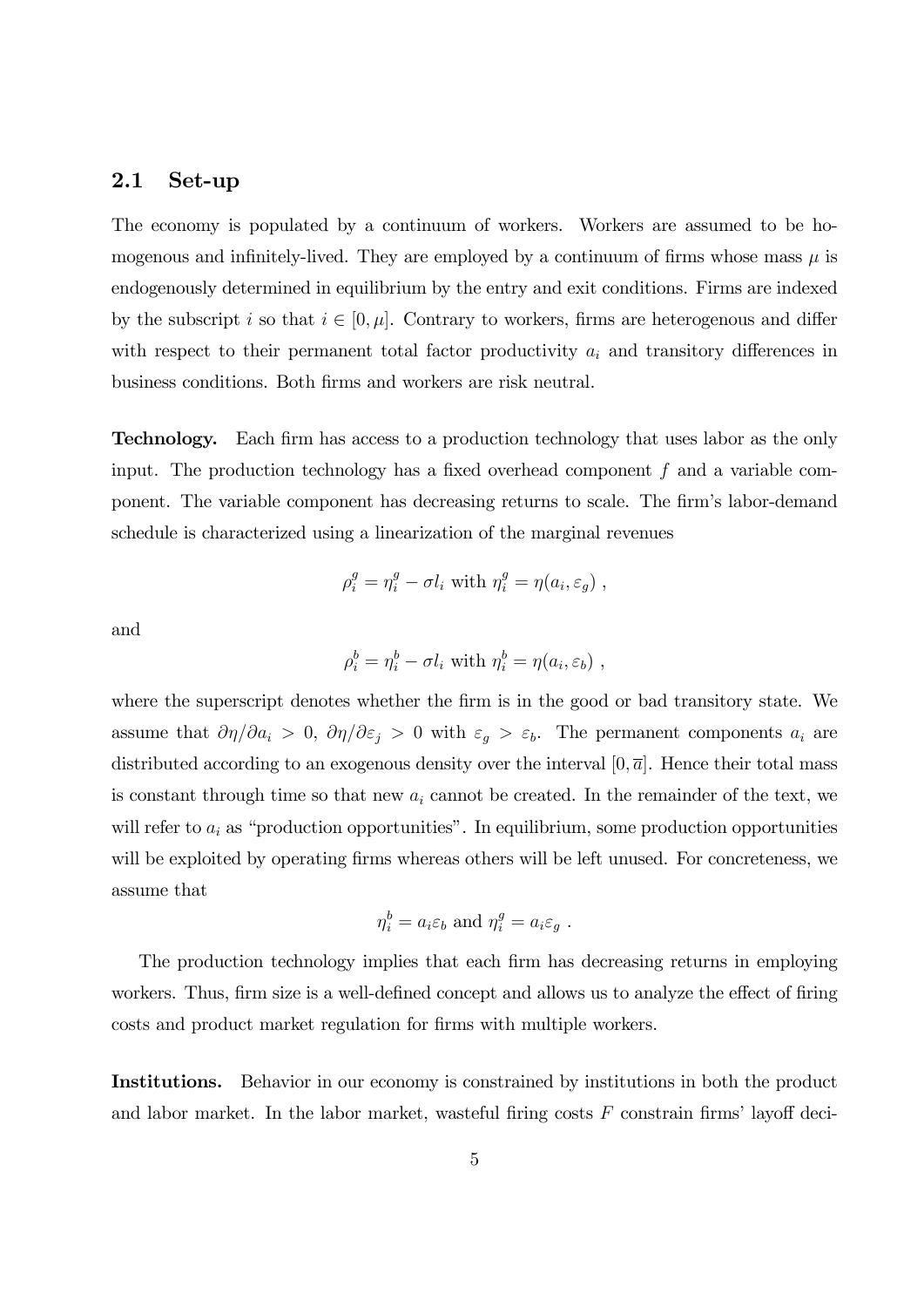## 2.1 Set-up

The economy is populated by a continuum of workers. Workers are assumed to be homogenous and infinitely-lived. They are employed by a continuum of firms whose mass $\mu$ is endogenously determined in equilibrium by the entry and exit conditions. Firms are indexed by the subscript $i$ so that $i \in [0, \mu]$. Contrary to workers, firms are heterogenous and differ with respect to their permanent total factor productivity $a_i$ and transitory differences in business conditions. Both firms and workers are risk neutral.

**Technology.** Each firm has access to a production technology that uses labor as the only input. The production technology has a fixed overhead component $f$ and a variable component. The variable component has decreasing returns to scale. The firm's labor-demand schedule is characterized using a linearization of the marginal revenues

$$\rho_i^g = \eta_i^g - \sigma l_i \text{ with } \eta_i^g = \eta(a_i, \varepsilon_g) \ ,$$

and

$$\rho_i^b = \eta_i^b - \sigma l_i \text{ with } \eta_i^b = \eta(a_i, \varepsilon_b) \ ,$$

where the superscript denotes whether the firm is in the good or bad transitory state. We assume that $\partial \eta / \partial a_i > 0$, $\partial \eta / \partial \varepsilon_j > 0$ with $\varepsilon_g > \varepsilon_b$. The permanent components $a_i$ are distributed according to an exogenous density over the interval $[0, \overline{a}]$. Hence their total mass is constant through time so that new $a_i$ cannot be created. In the remainder of the text, we will refer to $a_i$ as "production opportunities". In equilibrium, some production opportunities will be exploited by operating firms whereas others will be left unused. For concreteness, we assume that

$$\eta_i^b = a_i \varepsilon_b \text{ and } \eta_i^g = a_i \varepsilon_g \ .$$

The production technology implies that each firm has decreasing returns in employing workers. Thus, firm size is a well-defined concept and allows us to analyze the effect of firing costs and product market regulation for firms with multiple workers.

**Institutions.** Behavior in our economy is constrained by institutions in both the product and labor market. In the labor market, wasteful firing costs $F$ constrain firms' layoff deci-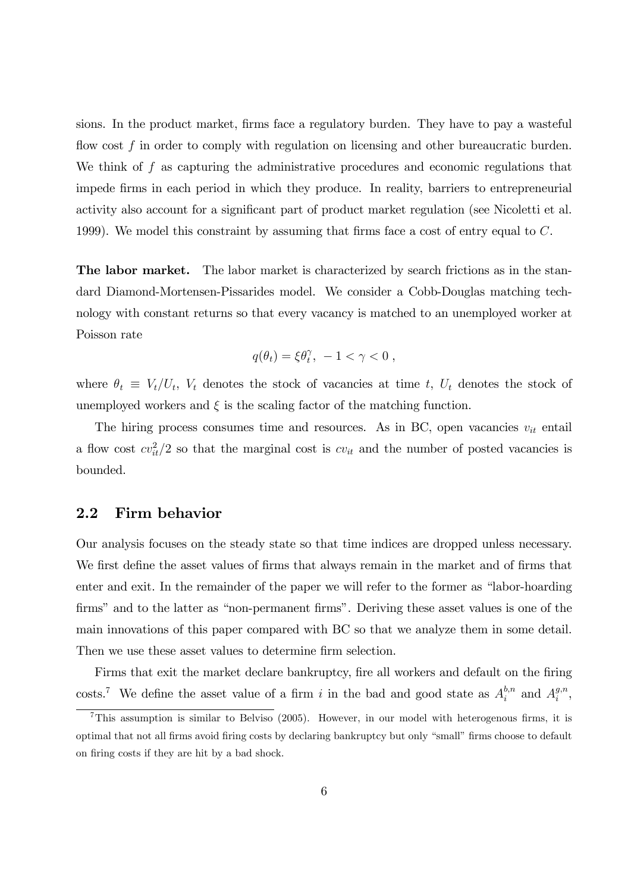sions. In the product market, firms face a regulatory burden. They have to pay a wasteful flow cost $f$ in order to comply with regulation on licensing and other bureaucratic burden. We think of $f$ as capturing the administrative procedures and economic regulations that impede firms in each period in which they produce. In reality, barriers to entrepreneurial activity also account for a significant part of product market regulation (see Nicoletti et al. 1999). We model this constraint by assuming that firms face a cost of entry equal to $C$.

**The labor market.** The labor market is characterized by search frictions as in the standard Diamond-Mortensen-Pissarides model. We consider a Cobb-Douglas matching technology with constant returns so that every vacancy is matched to an unemployed worker at Poisson rate

$$q(\theta_t) = \xi \theta_t^{\gamma}, \; -1 < \gamma < 0 \, ,$$

where $\theta_t \equiv V_t/U_t$, $V_t$ denotes the stock of vacancies at time $t$, $U_t$ denotes the stock of unemployed workers and $\xi$ is the scaling factor of the matching function.

The hiring process consumes time and resources. As in BC, open vacancies $v_{it}$ entail a flow cost $cv_{it}^2/2$ so that the marginal cost is $cv_{it}$ and the number of posted vacancies is bounded.

## 2.2 Firm behavior

Our analysis focuses on the steady state so that time indices are dropped unless necessary. We first define the asset values of firms that always remain in the market and of firms that enter and exit. In the remainder of the paper we will refer to the former as "labor-hoarding firms" and to the latter as "non-permanent firms". Deriving these asset values is one of the main innovations of this paper compared with BC so that we analyze them in some detail. Then we use these asset values to determine firm selection.

Firms that exit the market declare bankruptcy, fire all workers and default on the firing costs.[7] We define the asset value of a firm $i$ in the bad and good state as $A_i^{b,n}$ and $A_i^{g,n}$,

[7] This assumption is similar to Belviso (2005). However, in our model with heterogenous firms, it is optimal that not all firms avoid firing costs by declaring bankruptcy but only "small" firms choose to default on firing costs if they are hit by a bad shock.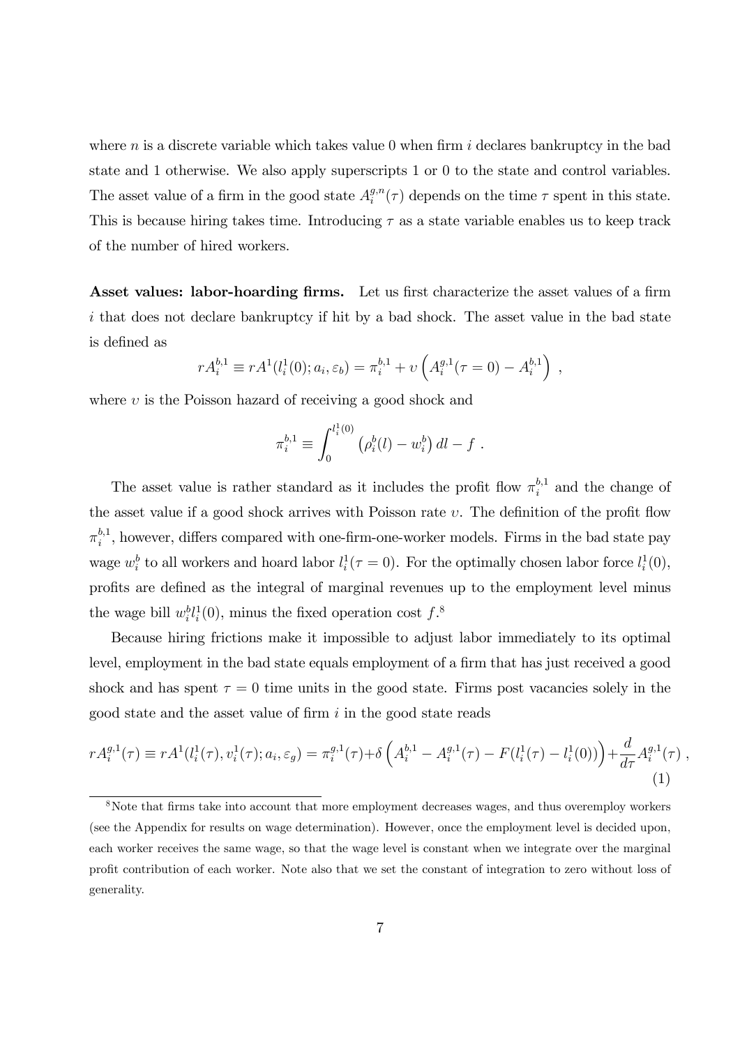where $n$ is a discrete variable which takes value 0 when firm $i$ declares bankruptcy in the bad state and 1 otherwise. We also apply superscripts 1 or 0 to the state and control variables. The asset value of a firm in the good state $A_i^{g,n}(\tau)$ depends on the time $\tau$ spent in this state. This is because hiring takes time. Introducing $\tau$ as a state variable enables us to keep track of the number of hired workers.

**Asset values: labor-hoarding firms.** Let us first characterize the asset values of a firm $i$ that does not declare bankruptcy if hit by a bad shock. The asset value in the bad state is defined as

$$rA_i^{b,1} \equiv rA^1(l_i^1(0); a_i, \varepsilon_b) = \pi_i^{b,1} + \upsilon \left( A_i^{g,1}(\tau = 0) - A_i^{b,1} \right) ,$$

where $\upsilon$ is the Poisson hazard of receiving a good shock and

$$\pi_i^{b,1} \equiv \int_0^{l_i^1(0)} \left( \rho_i^b(l) - w_i^b \right) dl - f .$$

The asset value is rather standard as it includes the profit flow $\pi_i^{b,1}$ and the change of the asset value if a good shock arrives with Poisson rate $\upsilon$. The definition of the profit flow $\pi_i^{b,1}$, however, differs compared with one-firm-one-worker models. Firms in the bad state pay wage $w_i^b$ to all workers and hoard labor $l_i^1(\tau = 0)$. For the optimally chosen labor force $l_i^1(0)$, profits are defined as the integral of marginal revenues up to the employment level minus the wage bill $w_i^b l_i^1(0)$, minus the fixed operation cost $f$.[8]

Because hiring frictions make it impossible to adjust labor immediately to its optimal level, employment in the bad state equals employment of a firm that has just received a good shock and has spent $\tau = 0$ time units in the good state. Firms post vacancies solely in the good state and the asset value of firm $i$ in the good state reads

$$rA_i^{g,1}(\tau) \equiv rA^1(l_i^1(\tau), v_i^1(\tau); a_i, \varepsilon_g) = \pi_i^{g,1}(\tau) + \delta \left( A_i^{b,1} - A_i^{g,1}(\tau) - F(l_i^1(\tau) - l_i^1(0)) \right) + \frac{d}{d\tau} A_i^{g,1}(\tau) , \tag{1}$$

[8] Note that firms take into account that more employment decreases wages, and thus overemploy workers (see the Appendix for results on wage determination). However, once the employment level is decided upon, each worker receives the same wage, so that the wage level is constant when we integrate over the marginal profit contribution of each worker. Note also that we set the constant of integration to zero without loss of generality.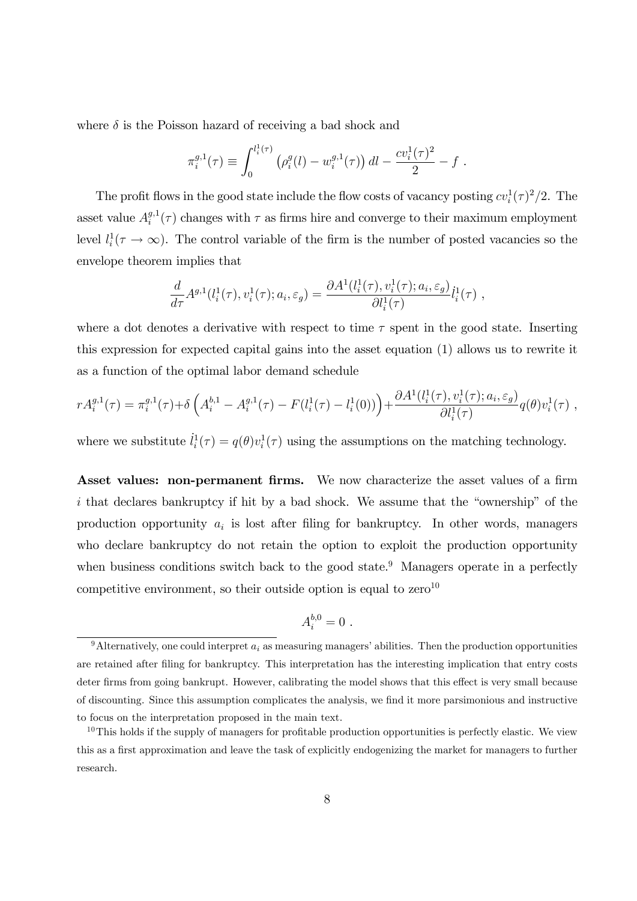where $\delta$ is the Poisson hazard of receiving a bad shock and

$$\pi_i^{g,1}(\tau) \equiv \int_0^{l_i^1(\tau)} \left(\rho_i^g(l) - w_i^{g,1}(\tau)\right) dl - \frac{cv_i^1(\tau)^2}{2} - f \ .$$

The profit flows in the good state include the flow costs of vacancy posting $cv_i^1(\tau)^2/2$. The asset value $A_i^{g,1}(\tau)$ changes with $\tau$ as firms hire and converge to their maximum employment level $l_i^1(\tau \to \infty)$. The control variable of the firm is the number of posted vacancies so the envelope theorem implies that

$$\frac{d}{d\tau} A^{g,1}(l_i^1(\tau), v_i^1(\tau); a_i, \varepsilon_g) = \frac{\partial A^1(l_i^1(\tau), v_i^1(\tau); a_i, \varepsilon_g)}{\partial l_i^1(\tau)} \dot{l}_i^1(\tau) \ ,$$

where a dot denotes a derivative with respect to time $\tau$ spent in the good state. Inserting this expression for expected capital gains into the asset equation (1) allows us to rewrite it as a function of the optimal labor demand schedule

$$rA_i^{g,1}(\tau) = \pi_i^{g,1}(\tau) + \delta\left(A_i^{b,1} - A_i^{g,1}(\tau) - F(l_i^1(\tau) - l_i^1(0))\right) + \frac{\partial A^1(l_i^1(\tau), v_i^1(\tau); a_i, \varepsilon_g)}{\partial l_i^1(\tau)} q(\theta) v_i^1(\tau) \ ,$$

where we substitute $\dot{l}_i^1(\tau) = q(\theta) v_i^1(\tau)$ using the assumptions on the matching technology.

**Asset values: non-permanent firms.** We now characterize the asset values of a firm $i$ that declares bankruptcy if hit by a bad shock. We assume that the "ownership" of the production opportunity $a_i$ is lost after filing for bankruptcy. In other words, managers who declare bankruptcy do not retain the option to exploit the production opportunity when business conditions switch back to the good state.[9] Managers operate in a perfectly competitive environment, so their outside option is equal to zero[10]

$$A_i^{b,0} = 0 \ .$$

[9] Alternatively, one could interpret $a_i$ as measuring managers' abilities. Then the production opportunities are retained after filing for bankruptcy. This interpretation has the interesting implication that entry costs deter firms from going bankrupt. However, calibrating the model shows that this effect is very small because of discounting. Since this assumption complicates the analysis, we find it more parsimonious and instructive to focus on the interpretation proposed in the main text.

[10] This holds if the supply of managers for profitable production opportunities is perfectly elastic. We view this as a first approximation and leave the task of explicitly endogenizing the market for managers to further research.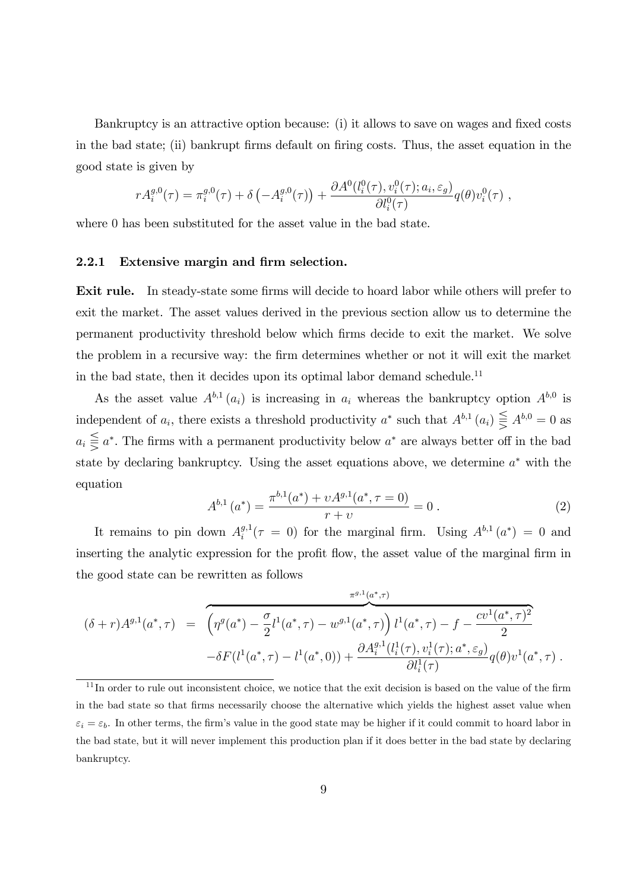Bankruptcy is an attractive option because: (i) it allows to save on wages and fixed costs in the bad state; (ii) bankrupt firms default on firing costs. Thus, the asset equation in the good state is given by

$$rA_i^{g,0}(\tau) = \pi_i^{g,0}(\tau) + \delta\left(-A_i^{g,0}(\tau)\right) + \frac{\partial A^0(l_i^0(\tau), v_i^0(\tau); a_i, \varepsilon_g)}{\partial l_i^0(\tau)} q(\theta) v_i^0(\tau) \ ,$$

where 0 has been substituted for the asset value in the bad state.

### 2.2.1 Extensive margin and firm selection.

**Exit rule.** In steady-state some firms will decide to hoard labor while others will prefer to exit the market. The asset values derived in the previous section allow us to determine the permanent productivity threshold below which firms decide to exit the market. We solve the problem in a recursive way: the firm determines whether or not it will exit the market in the bad state, then it decides upon its optimal labor demand schedule.[11]

As the asset value $A^{b,1}(a_i)$ is increasing in $a_i$ whereas the bankruptcy option $A^{b,0}$ is independent of $a_i$, there exists a threshold productivity $a^*$ such that $A^{b,1}(a_i) \lesseqqgtr A^{b,0} = 0$ as $a_i \lesseqqgtr a^*$. The firms with a permanent productivity below $a^*$ are always better off in the bad state by declaring bankruptcy. Using the asset equations above, we determine $a^*$ with the equation

$$A^{b,1}(a^*) = \frac{\pi^{b,1}(a^*) + \upsilon A^{g,1}(a^*, \tau = 0)}{r + \upsilon} = 0 \ . \tag{2}$$

It remains to pin down $A_i^{g,1}(\tau = 0)$ for the marginal firm. Using $A^{b,1}(a^*) = 0$ and inserting the analytic expression for the profit flow, the asset value of the marginal firm in the good state can be rewritten as follows

$$\begin{aligned}(\delta + r)A^{g,1}(a^*, \tau) \ &= \ \overbrace{\left(\eta^g(a^*) - \frac{\sigma}{2} l^1(a^*, \tau) - w^{g,1}(a^*, \tau)\right) l^1(a^*, \tau) - f - \frac{cv^1(a^*, \tau)^2}{2}}^{\pi^{g,1}(a^*,\tau)} \\ &\quad - \delta F(l^1(a^*, \tau) - l^1(a^*, 0)) + \frac{\partial A_i^{g,1}(l_i^1(\tau), v_i^1(\tau); a^*, \varepsilon_g)}{\partial l_i^1(\tau)} q(\theta) v^1(a^*, \tau) \ .\end{aligned}$$

[11] In order to rule out inconsistent choice, we notice that the exit decision is based on the value of the firm in the bad state so that firms necessarily choose the alternative which yields the highest asset value when $\varepsilon_i = \varepsilon_b$. In other terms, the firm's value in the good state may be higher if it could commit to hoard labor in the bad state, but it will never implement this production plan if it does better in the bad state by declaring bankruptcy.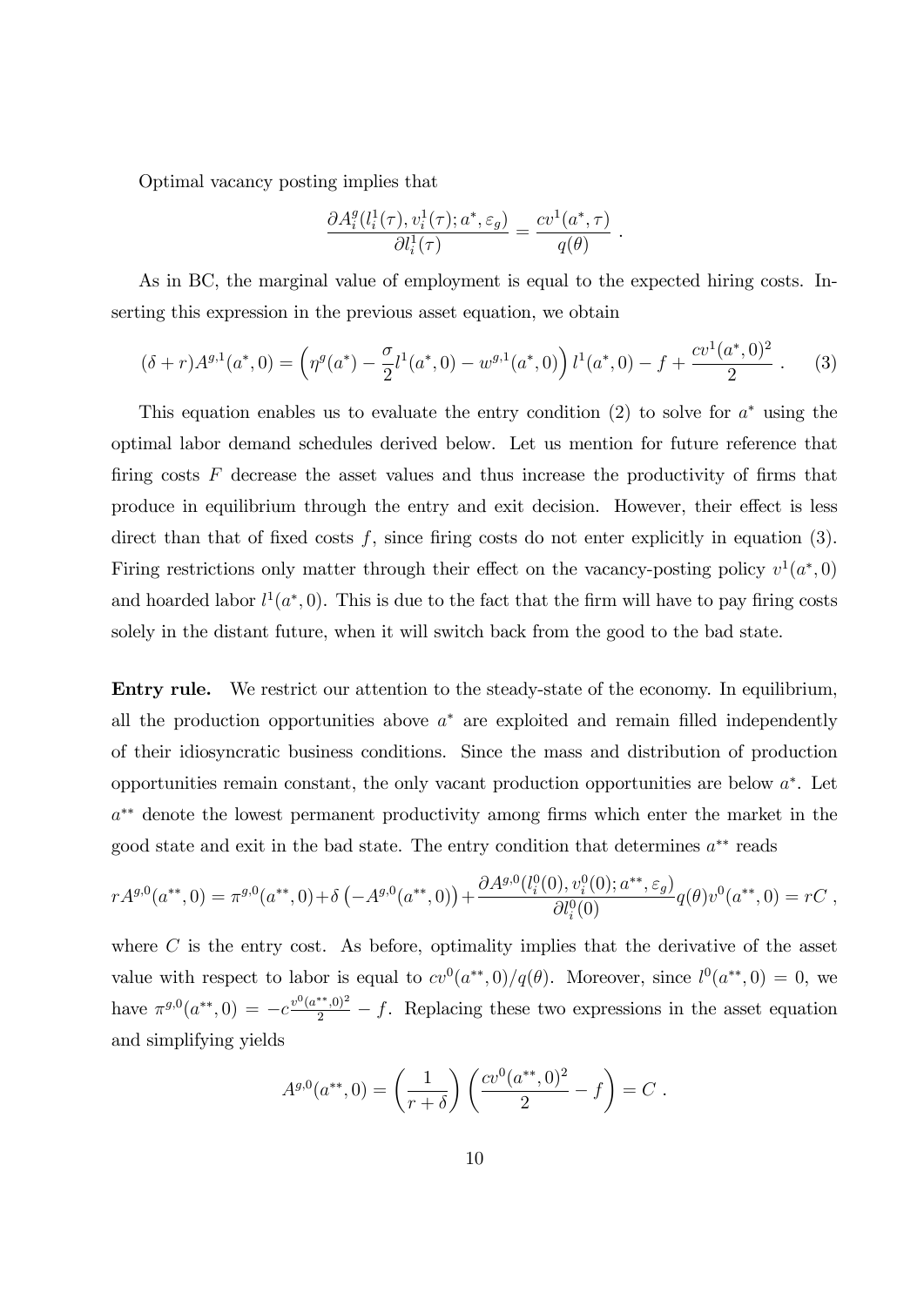Optimal vacancy posting implies that

$$\frac{\partial A_i^g(l_i^1(\tau), v_i^1(\tau); a^*, \varepsilon_g)}{\partial l_i^1(\tau)} = \frac{cv^1(a^*, \tau)}{q(\theta)} \ .$$

As in BC, the marginal value of employment is equal to the expected hiring costs. Inserting this expression in the previous asset equation, we obtain

$$(\delta + r)A^{g,1}(a^*, 0) = \left(\eta^g(a^*) - \frac{\sigma}{2}l^1(a^*, 0) - w^{g,1}(a^*, 0)\right) l^1(a^*, 0) - f + \frac{cv^1(a^*, 0)^2}{2} \ . \tag{3}$$

This equation enables us to evaluate the entry condition (2) to solve for $a^*$ using the optimal labor demand schedules derived below. Let us mention for future reference that firing costs $F$ decrease the asset values and thus increase the productivity of firms that produce in equilibrium through the entry and exit decision. However, their effect is less direct than that of fixed costs $f$, since firing costs do not enter explicitly in equation (3). Firing restrictions only matter through their effect on the vacancy-posting policy $v^1(a^*, 0)$ and hoarded labor $l^1(a^*, 0)$. This is due to the fact that the firm will have to pay firing costs solely in the distant future, when it will switch back from the good to the bad state.

**Entry rule.** We restrict our attention to the steady-state of the economy. In equilibrium, all the production opportunities above $a^*$ are exploited and remain filled independently of their idiosyncratic business conditions. Since the mass and distribution of production opportunities remain constant, the only vacant production opportunities are below $a^*$. Let $a^{**}$ denote the lowest permanent productivity among firms which enter the market in the good state and exit in the bad state. The entry condition that determines $a^{**}$ reads

$$rA^{g,0}(a^{**}, 0) = \pi^{g,0}(a^{**}, 0) + \delta\left(-A^{g,0}(a^{**}, 0)\right) + \frac{\partial A^{g,0}(l_i^0(0), v_i^0(0); a^{**}, \varepsilon_g)}{\partial l_i^0(0)} q(\theta) v^0(a^{**}, 0) = rC \ ,$$

where $C$ is the entry cost. As before, optimality implies that the derivative of the asset value with respect to labor is equal to $cv^0(a^{**}, 0)/q(\theta)$. Moreover, since $l^0(a^{**}, 0) = 0$, we have $\pi^{g,0}(a^{**}, 0) = -c\frac{v^0(a^{**}, 0)^2}{2} - f$. Replacing these two expressions in the asset equation and simplifying yields

$$A^{g,0}(a^{**}, 0) = \left(\frac{1}{r + \delta}\right)\left(\frac{cv^0(a^{**}, 0)^2}{2} - f\right) = C \ .$$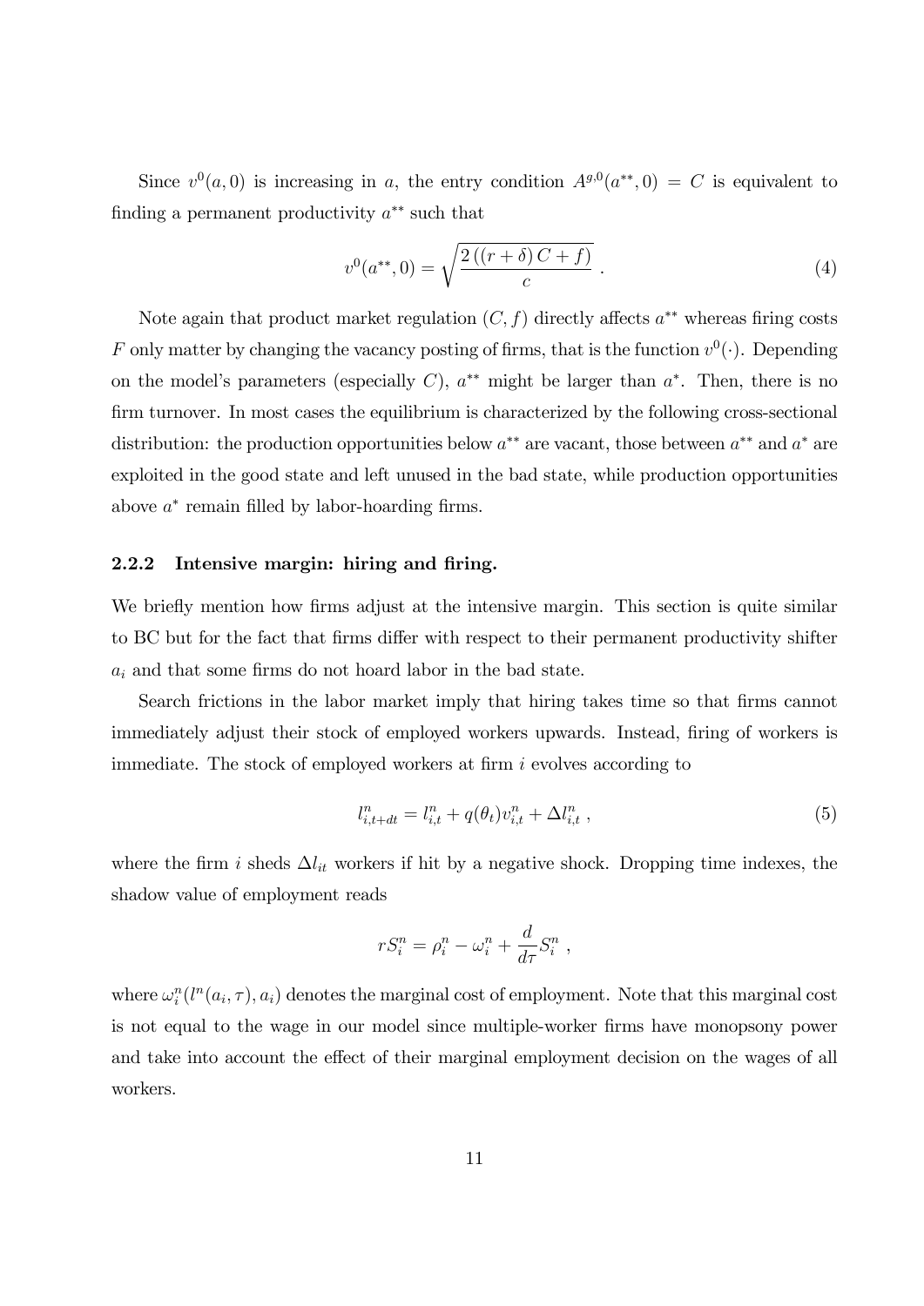Since $v^0(a,0)$ is increasing in $a$, the entry condition $A^{g,0}(a^{**},0) = C$ is equivalent to finding a permanent productivity $a^{**}$ such that

$$v^0(a^{**},0) = \sqrt{\frac{2\left((r+\delta)\,C + f\right)}{c}}\ . \tag{4}$$

Note again that product market regulation $(C, f)$ directly affects $a^{**}$ whereas firing costs $F$ only matter by changing the vacancy posting of firms, that is the function $v^0(\cdot)$. Depending on the model's parameters (especially $C$), $a^{**}$ might be larger than $a^*$. Then, there is no firm turnover. In most cases the equilibrium is characterized by the following cross-sectional distribution: the production opportunities below $a^{**}$ are vacant, those between $a^{**}$ and $a^*$ are exploited in the good state and left unused in the bad state, while production opportunities above $a^*$ remain filled by labor-hoarding firms.

### 2.2.2 Intensive margin: hiring and firing.

We briefly mention how firms adjust at the intensive margin. This section is quite similar to BC but for the fact that firms differ with respect to their permanent productivity shifter $a_i$ and that some firms do not hoard labor in the bad state.

Search frictions in the labor market imply that hiring takes time so that firms cannot immediately adjust their stock of employed workers upwards. Instead, firing of workers is immediate. The stock of employed workers at firm $i$ evolves according to

$$l^n_{i,t+dt} = l^n_{i,t} + q(\theta_t)v^n_{i,t} + \Delta l^n_{i,t}\ , \tag{5}$$

where the firm $i$ sheds $\Delta l_{it}$ workers if hit by a negative shock. Dropping time indexes, the shadow value of employment reads

$$rS^n_i = \rho^n_i - \omega^n_i + \frac{d}{d\tau}S^n_i\ ,$$

where $\omega^n_i(l^n(a_i,\tau),a_i)$ denotes the marginal cost of employment. Note that this marginal cost is not equal to the wage in our model since multiple-worker firms have monopsony power and take into account the effect of their marginal employment decision on the wages of all workers.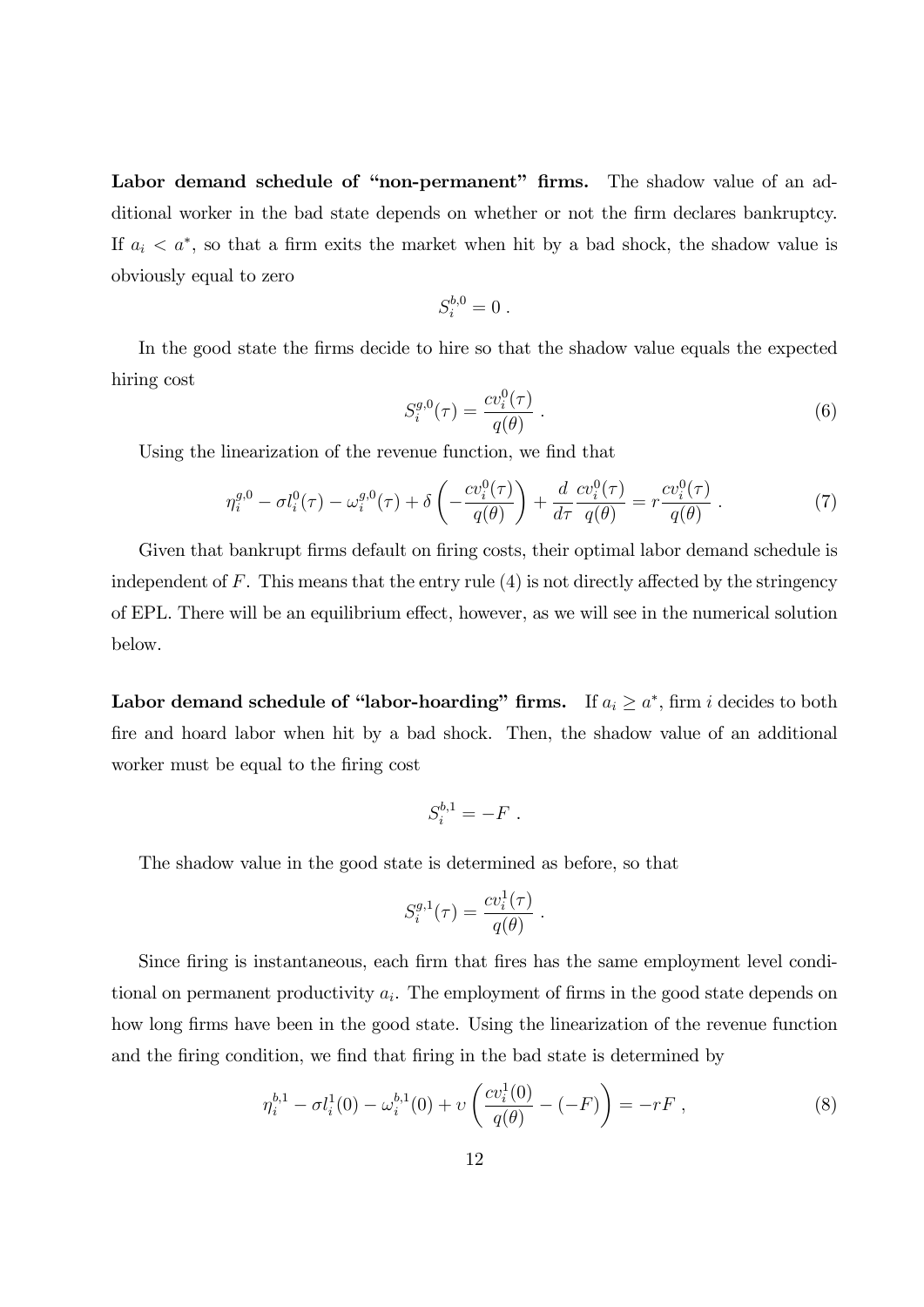**Labor demand schedule of "non-permanent" firms.** The shadow value of an additional worker in the bad state depends on whether or not the firm declares bankruptcy. If $a_i < a^*$, so that a firm exits the market when hit by a bad shock, the shadow value is obviously equal to zero

$$S_i^{b,0} = 0 \, .$$

In the good state the firms decide to hire so that the shadow value equals the expected hiring cost

$$S_i^{g,0}(\tau) = \frac{cv_i^0(\tau)}{q(\theta)} \, . \tag{6}$$

Using the linearization of the revenue function, we find that

$$\eta_i^{g,0} - \sigma l_i^0(\tau) - \omega_i^{g,0}(\tau) + \delta\left(-\frac{cv_i^0(\tau)}{q(\theta)}\right) + \frac{d}{d\tau}\frac{cv_i^0(\tau)}{q(\theta)} = r\frac{cv_i^0(\tau)}{q(\theta)} \, . \tag{7}$$

Given that bankrupt firms default on firing costs, their optimal labor demand schedule is independent of $F$. This means that the entry rule (4) is not directly affected by the stringency of EPL. There will be an equilibrium effect, however, as we will see in the numerical solution below.

**Labor demand schedule of "labor-hoarding" firms.** If $a_i \geq a^*$, firm $i$ decides to both fire and hoard labor when hit by a bad shock. Then, the shadow value of an additional worker must be equal to the firing cost

$$S_i^{b,1} = -F \, .$$

The shadow value in the good state is determined as before, so that

$$S_i^{g,1}(\tau) = \frac{cv_i^1(\tau)}{q(\theta)} \, .$$

Since firing is instantaneous, each firm that fires has the same employment level conditional on permanent productivity $a_i$. The employment of firms in the good state depends on how long firms have been in the good state. Using the linearization of the revenue function and the firing condition, we find that firing in the bad state is determined by

$$\eta_i^{b,1} - \sigma l_i^1(0) - \omega_i^{b,1}(0) + \upsilon\left(\frac{cv_i^1(0)}{q(\theta)} - (-F)\right) = -rF \, , \tag{8}$$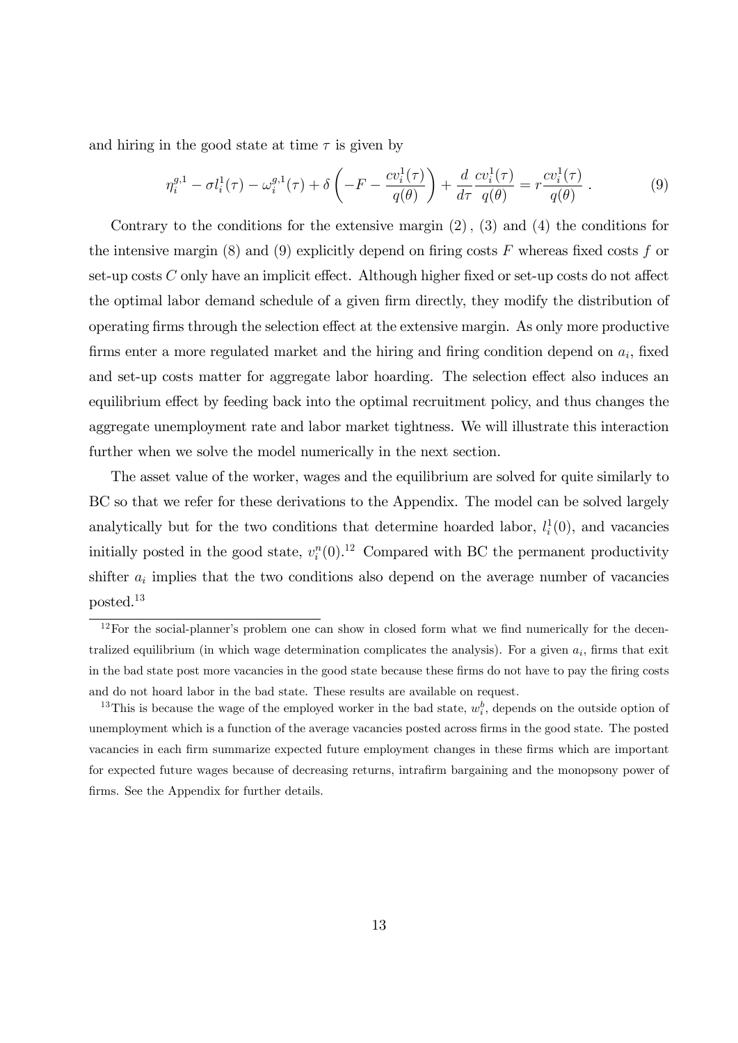and hiring in the good state at time $\tau$ is given by

$$\eta_i^{g,1} - \sigma l_i^1(\tau) - \omega_i^{g,1}(\tau) + \delta\left(-F - \frac{cv_i^1(\tau)}{q(\theta)}\right) + \frac{d}{d\tau}\frac{cv_i^1(\tau)}{q(\theta)} = r\frac{cv_i^1(\tau)}{q(\theta)} \ . \tag{9}$$

Contrary to the conditions for the extensive margin (2), (3) and (4) the conditions for the intensive margin (8) and (9) explicitly depend on firing costs $F$ whereas fixed costs $f$ or set-up costs $C$ only have an implicit effect. Although higher fixed or set-up costs do not affect the optimal labor demand schedule of a given firm directly, they modify the distribution of operating firms through the selection effect at the extensive margin. As only more productive firms enter a more regulated market and the hiring and firing condition depend on $a_i$, fixed and set-up costs matter for aggregate labor hoarding. The selection effect also induces an equilibrium effect by feeding back into the optimal recruitment policy, and thus changes the aggregate unemployment rate and labor market tightness. We will illustrate this interaction further when we solve the model numerically in the next section.

The asset value of the worker, wages and the equilibrium are solved for quite similarly to BC so that we refer for these derivations to the Appendix. The model can be solved largely analytically but for the two conditions that determine hoarded labor, $l_i^1(0)$, and vacancies initially posted in the good state, $v_i^n(0)$.[12] Compared with BC the permanent productivity shifter $a_i$ implies that the two conditions also depend on the average number of vacancies posted.[13]

[12] For the social-planner's problem one can show in closed form what we find numerically for the decentralized equilibrium (in which wage determination complicates the analysis). For a given $a_i$, firms that exit in the bad state post more vacancies in the good state because these firms do not have to pay the firing costs and do not hoard labor in the bad state. These results are available on request.

[13] This is because the wage of the employed worker in the bad state, $w_i^b$, depends on the outside option of unemployment which is a function of the average vacancies posted across firms in the good state. The posted vacancies in each firm summarize expected future employment changes in these firms which are important for expected future wages because of decreasing returns, intrafirm bargaining and the monopsony power of firms. See the Appendix for further details.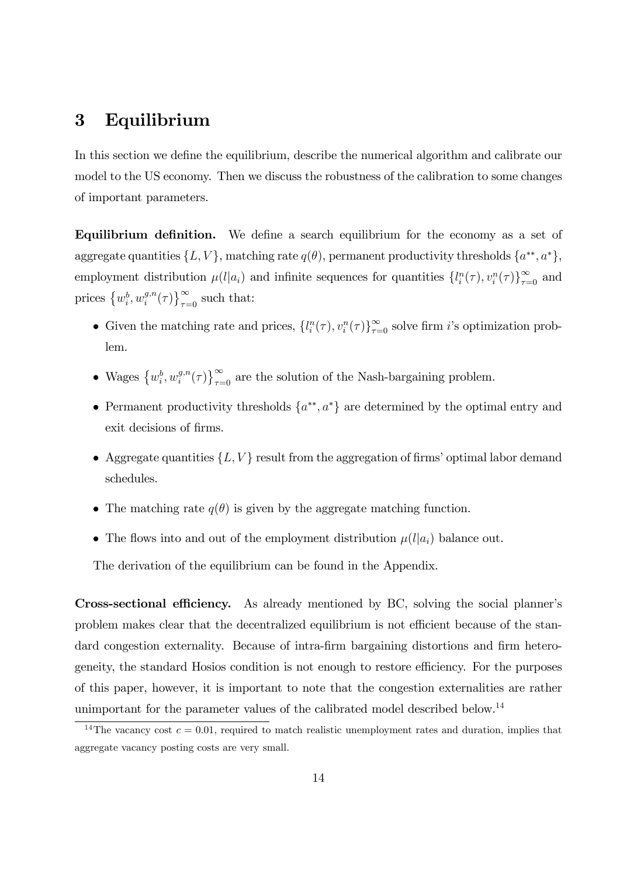# 3 Equilibrium

In this section we define the equilibrium, describe the numerical algorithm and calibrate our model to the US economy. Then we discuss the robustness of the calibration to some changes of important parameters.

**Equilibrium definition.** We define a search equilibrium for the economy as a set of aggregate quantities $\{L, V\}$, matching rate $q(\theta)$, permanent productivity thresholds $\{a^{**}, a^{*}\}$, employment distribution $\mu(l|a_i)$ and infinite sequences for quantities $\{l_i^n(\tau), v_i^n(\tau)\}_{\tau=0}^{\infty}$ and prices $\left\{w_i^b, w_i^{g,n}(\tau)\right\}_{\tau=0}^{\infty}$ such that:

- Given the matching rate and prices, $\{l_i^n(\tau), v_i^n(\tau)\}_{\tau=0}^{\infty}$ solve firm $i$'s optimization problem.
- Wages $\left\{w_i^b, w_i^{g,n}(\tau)\right\}_{\tau=0}^{\infty}$ are the solution of the Nash-bargaining problem.
- Permanent productivity thresholds $\{a^{**}, a^{*}\}$ are determined by the optimal entry and exit decisions of firms.
- Aggregate quantities $\{L, V\}$ result from the aggregation of firms' optimal labor demand schedules.
- The matching rate $q(\theta)$ is given by the aggregate matching function.
- The flows into and out of the employment distribution $\mu(l|a_i)$ balance out.

The derivation of the equilibrium can be found in the Appendix.

**Cross-sectional efficiency.** As already mentioned by BC, solving the social planner's problem makes clear that the decentralized equilibrium is not efficient because of the standard congestion externality. Because of intra-firm bargaining distortions and firm heterogeneity, the standard Hosios condition is not enough to restore efficiency. For the purposes of this paper, however, it is important to note that the congestion externalities are rather unimportant for the parameter values of the calibrated model described below.[14]

[14] The vacancy cost $c = 0.01$, required to match realistic unemployment rates and duration, implies that aggregate vacancy posting costs are very small.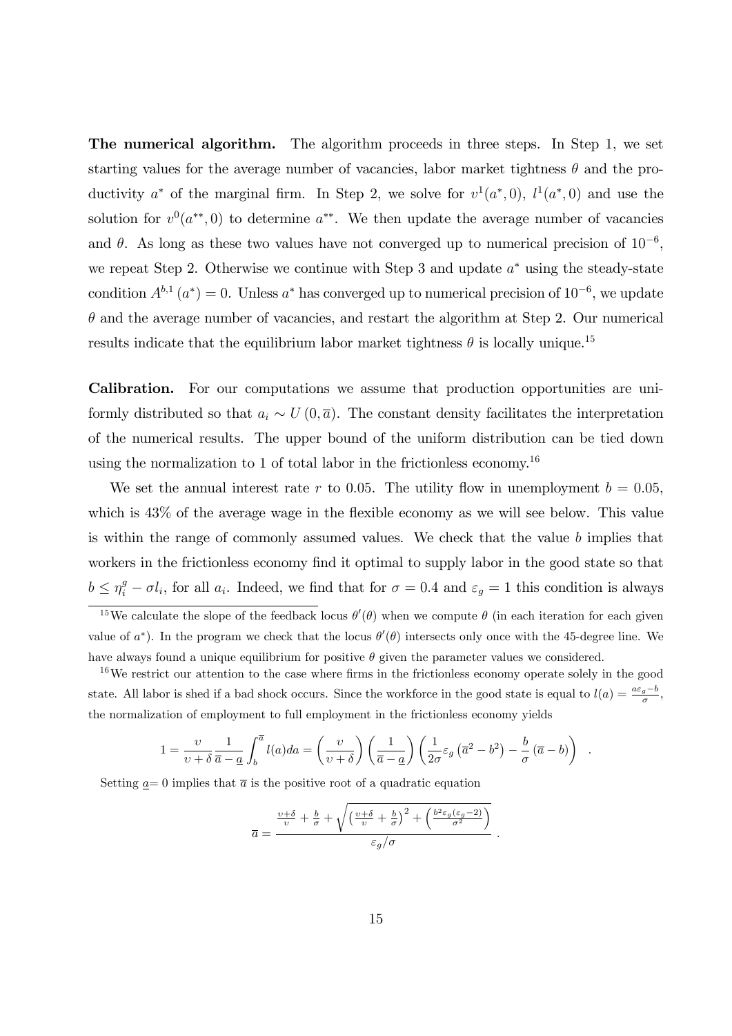**The numerical algorithm.** The algorithm proceeds in three steps. In Step 1, we set starting values for the average number of vacancies, labor market tightness $\theta$ and the productivity $a^*$ of the marginal firm. In Step 2, we solve for $v^1(a^*, 0)$, $l^1(a^*, 0)$ and use the solution for $v^0(a^{**}, 0)$ to determine $a^{**}$. We then update the average number of vacancies and $\theta$. As long as these two values have not converged up to numerical precision of $10^{-6}$, we repeat Step 2. Otherwise we continue with Step 3 and update $a^*$ using the steady-state condition $A^{b,1}(a^*) = 0$. Unless $a^*$ has converged up to numerical precision of $10^{-6}$, we update $\theta$ and the average number of vacancies, and restart the algorithm at Step 2. Our numerical results indicate that the equilibrium labor market tightness $\theta$ is locally unique.[15]

**Calibration.** For our computations we assume that production opportunities are uniformly distributed so that $a_i \sim U(0, \overline{a})$. The constant density facilitates the interpretation of the numerical results. The upper bound of the uniform distribution can be tied down using the normalization to 1 of total labor in the frictionless economy.[16]

We set the annual interest rate $r$ to 0.05. The utility flow in unemployment $b = 0.05$, which is 43% of the average wage in the flexible economy as we will see below. This value is within the range of commonly assumed values. We check that the value $b$ implies that workers in the frictionless economy find it optimal to supply labor in the good state so that $b \leq \eta_i^g - \sigma l_i$, for all $a_i$. Indeed, we find that for $\sigma = 0.4$ and $\varepsilon_g = 1$ this condition is always

[15] We calculate the slope of the feedback locus $\theta'(\theta)$ when we compute $\theta$ (in each iteration for each given value of $a^*$). In the program we check that the locus $\theta'(\theta)$ intersects only once with the 45-degree line. We have always found a unique equilibrium for positive $\theta$ given the parameter values we considered.

[16] We restrict our attention to the case where firms in the frictionless economy operate solely in the good state. All labor is shed if a bad shock occurs. Since the workforce in the good state is equal to $l(a) = \frac{a\varepsilon_g - b}{\sigma}$, the normalization of employment to full employment in the frictionless economy yields

$$1 = \frac{\upsilon}{\upsilon + \delta} \frac{1}{\overline{a} - \underline{a}} \int_b^{\overline{a}} l(a) da = \left( \frac{\upsilon}{\upsilon + \delta} \right) \left( \frac{1}{\overline{a} - \underline{a}} \right) \left( \frac{1}{2\sigma} \varepsilon_g \left( \overline{a}^2 - b^2 \right) - \frac{b}{\sigma} \left( \overline{a} - b \right) \right) \quad .$$

Setting $\underline{a} = 0$ implies that $\overline{a}$ is the positive root of a quadratic equation

$$\overline{a} = \frac{\frac{\upsilon + \delta}{\upsilon} + \frac{b}{\sigma} + \sqrt{\left( \frac{\upsilon + \delta}{\upsilon} + \frac{b}{\sigma} \right)^2 + \left( \frac{b^2 \varepsilon_g (\varepsilon_g - 2)}{\sigma^2} \right)}}{\varepsilon_g / \sigma} \quad .$$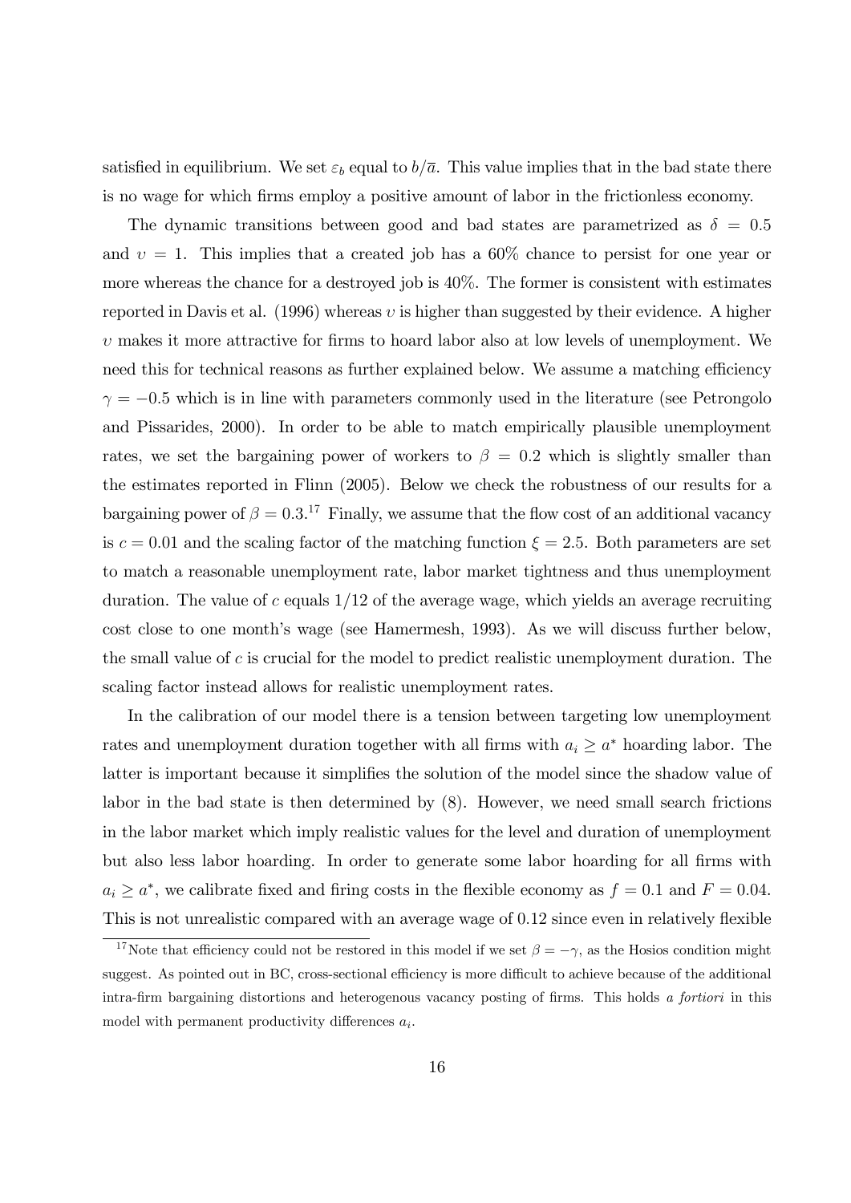satisfied in equilibrium. We set $\varepsilon_b$ equal to $b/\overline{a}$. This value implies that in the bad state there is no wage for which firms employ a positive amount of labor in the frictionless economy.

The dynamic transitions between good and bad states are parametrized as $\delta = 0.5$ and $\upsilon = 1$. This implies that a created job has a 60% chance to persist for one year or more whereas the chance for a destroyed job is 40%. The former is consistent with estimates reported in Davis et al. (1996) whereas $\upsilon$ is higher than suggested by their evidence. A higher $\upsilon$ makes it more attractive for firms to hoard labor also at low levels of unemployment. We need this for technical reasons as further explained below. We assume a matching efficiency $\gamma = -0.5$ which is in line with parameters commonly used in the literature (see Petrongolo and Pissarides, 2000). In order to be able to match empirically plausible unemployment rates, we set the bargaining power of workers to $\beta = 0.2$ which is slightly smaller than the estimates reported in Flinn (2005). Below we check the robustness of our results for a bargaining power of $\beta = 0.3$.[17] Finally, we assume that the flow cost of an additional vacancy is $c = 0.01$ and the scaling factor of the matching function $\xi = 2.5$. Both parameters are set to match a reasonable unemployment rate, labor market tightness and thus unemployment duration. The value of $c$ equals $1/12$ of the average wage, which yields an average recruiting cost close to one month's wage (see Hamermesh, 1993). As we will discuss further below, the small value of $c$ is crucial for the model to predict realistic unemployment duration. The scaling factor instead allows for realistic unemployment rates.

In the calibration of our model there is a tension between targeting low unemployment rates and unemployment duration together with all firms with $a_i \geq a^*$ hoarding labor. The latter is important because it simplifies the solution of the model since the shadow value of labor in the bad state is then determined by (8). However, we need small search frictions in the labor market which imply realistic values for the level and duration of unemployment but also less labor hoarding. In order to generate some labor hoarding for all firms with $a_i \geq a^*$, we calibrate fixed and firing costs in the flexible economy as $f = 0.1$ and $F = 0.04$. This is not unrealistic compared with an average wage of 0.12 since even in relatively flexible

[17] Note that efficiency could not be restored in this model if we set $\beta = -\gamma$, as the Hosios condition might suggest. As pointed out in BC, cross-sectional efficiency is more difficult to achieve because of the additional intra-firm bargaining distortions and heterogenous vacancy posting of firms. This holds *a fortiori* in this model with permanent productivity differences $a_i$.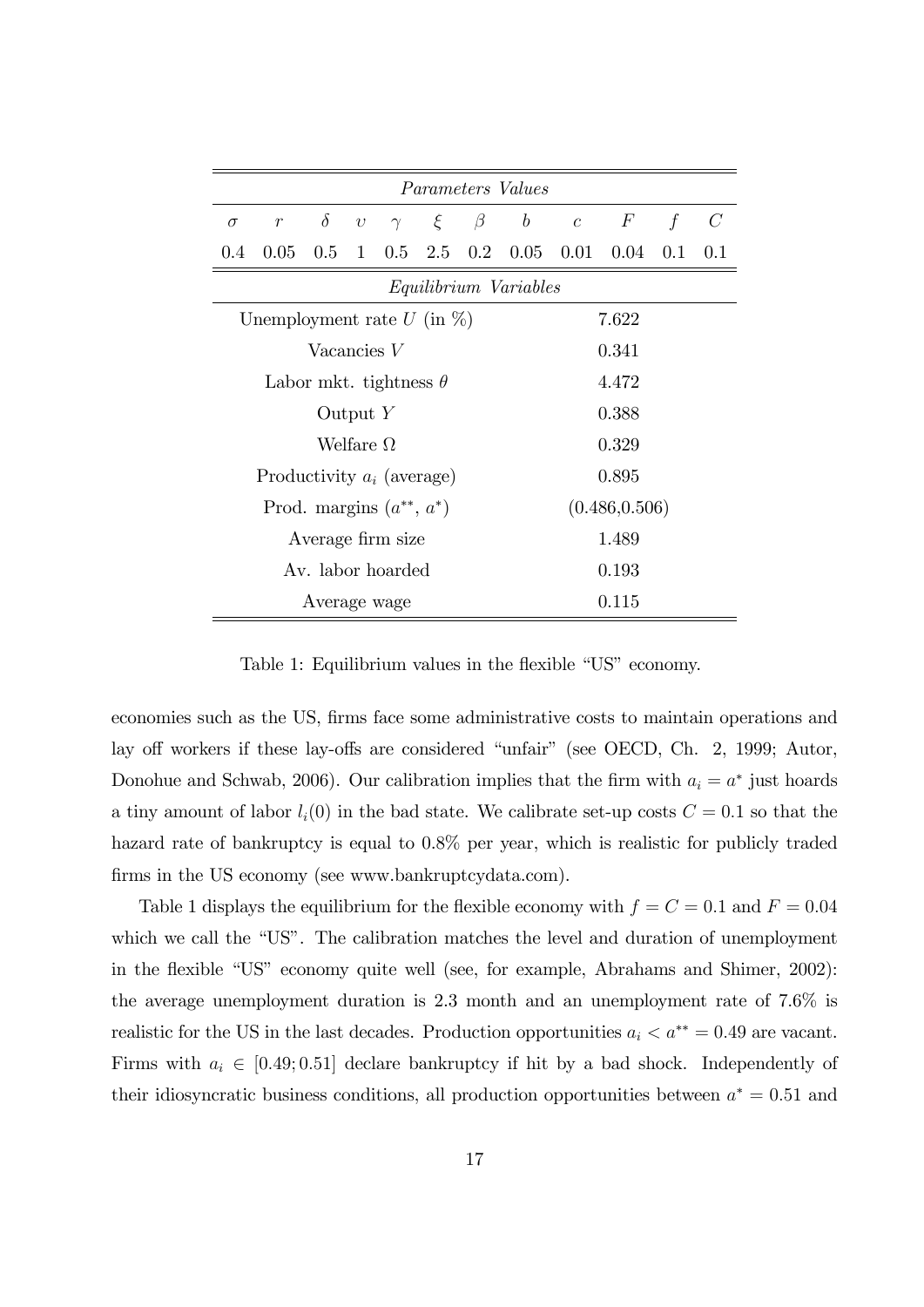| *Parameters Values* | | | | | | | | | | | |
|---|---|---|---|---|---|---|---|---|---|---|---|
| $\sigma$ | $r$ | $\delta$ | $\upsilon$ | $\gamma$ | $\xi$ | $\beta$ | $b$ | $c$ | $F$ | $f$ | $C$ |
| 0.4 | 0.05 | 0.5 | 1 | 0.5 | 2.5 | 0.2 | 0.05 | 0.01 | 0.04 | 0.1 | 0.1 |

| *Equilibrium Variables* | |
|---|---|
| Unemployment rate $U$ (in %) | 7.622 |
| Vacancies $V$ | 0.341 |
| Labor mkt. tightness $\theta$ | 4.472 |
| Output $Y$ | 0.388 |
| Welfare $\Omega$ | 0.329 |
| Productivity $a_i$ (average) | 0.895 |
| Prod. margins ($a^{**}$, $a^*$) | (0.486,0.506) |
| Average firm size | 1.489 |
| Av. labor hoarded | 0.193 |
| Average wage | 0.115 |

Table 1: Equilibrium values in the flexible "US" economy.

economies such as the US, firms face some administrative costs to maintain operations and lay off workers if these lay-offs are considered "unfair" (see OECD, Ch. 2, 1999; Autor, Donohue and Schwab, 2006). Our calibration implies that the firm with $a_i = a^*$ just hoards a tiny amount of labor $l_i(0)$ in the bad state. We calibrate set-up costs $C = 0.1$ so that the hazard rate of bankruptcy is equal to 0.8% per year, which is realistic for publicly traded firms in the US economy (see www.bankruptcydata.com).

Table 1 displays the equilibrium for the flexible economy with $f = C = 0.1$ and $F = 0.04$ which we call the "US". The calibration matches the level and duration of unemployment in the flexible "US" economy quite well (see, for example, Abrahams and Shimer, 2002): the average unemployment duration is 2.3 month and an unemployment rate of 7.6% is realistic for the US in the last decades. Production opportunities $a_i < a^{**} = 0.49$ are vacant. Firms with $a_i \in [0.49; 0.51]$ declare bankruptcy if hit by a bad shock. Independently of their idiosyncratic business conditions, all production opportunities between $a^* = 0.51$ and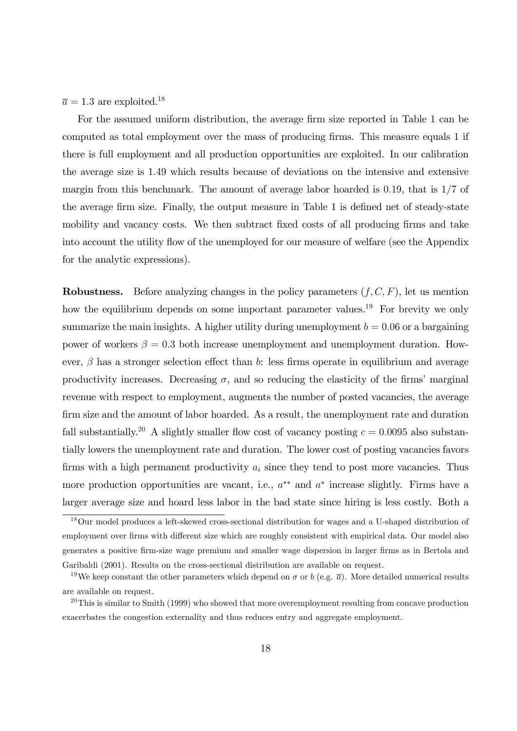$\overline{a} = 1.3$ are exploited.[18]

For the assumed uniform distribution, the average firm size reported in Table 1 can be computed as total employment over the mass of producing firms. This measure equals 1 if there is full employment and all production opportunities are exploited. In our calibration the average size is 1.49 which results because of deviations on the intensive and extensive margin from this benchmark. The amount of average labor hoarded is 0.19, that is 1/7 of the average firm size. Finally, the output measure in Table 1 is defined net of steady-state mobility and vacancy costs. We then subtract fixed costs of all producing firms and take into account the utility flow of the unemployed for our measure of welfare (see the Appendix for the analytic expressions).

**Robustness.** Before analyzing changes in the policy parameters $(f, C, F)$, let us mention how the equilibrium depends on some important parameter values.[19] For brevity we only summarize the main insights. A higher utility during unemployment $b = 0.06$ or a bargaining power of workers $\beta = 0.3$ both increase unemployment and unemployment duration. However, $\beta$ has a stronger selection effect than $b$: less firms operate in equilibrium and average productivity increases. Decreasing $\sigma$, and so reducing the elasticity of the firms' marginal revenue with respect to employment, augments the number of posted vacancies, the average firm size and the amount of labor hoarded. As a result, the unemployment rate and duration fall substantially.[20] A slightly smaller flow cost of vacancy posting $c = 0.0095$ also substantially lowers the unemployment rate and duration. The lower cost of posting vacancies favors firms with a high permanent productivity $a_i$ since they tend to post more vacancies. Thus more production opportunities are vacant, i.e., $a^{**}$ and $a^*$ increase slightly. Firms have a larger average size and hoard less labor in the bad state since hiring is less costly. Both a

[18] Our model produces a left-skewed cross-sectional distribution for wages and a U-shaped distribution of employment over firms with different size which are roughly consistent with empirical data. Our model also generates a positive firm-size wage premium and smaller wage dispersion in larger firms as in Bertola and Garibaldi (2001). Results on the cross-sectional distribution are available on request.

[19] We keep constant the other parameters which depend on $\sigma$ or $b$ (e.g. $\overline{a}$). More detailed numerical results are available on request.

[20] This is similar to Smith (1999) who showed that more overemployment resulting from concave production exacerbates the congestion externality and thus reduces entry and aggregate employment.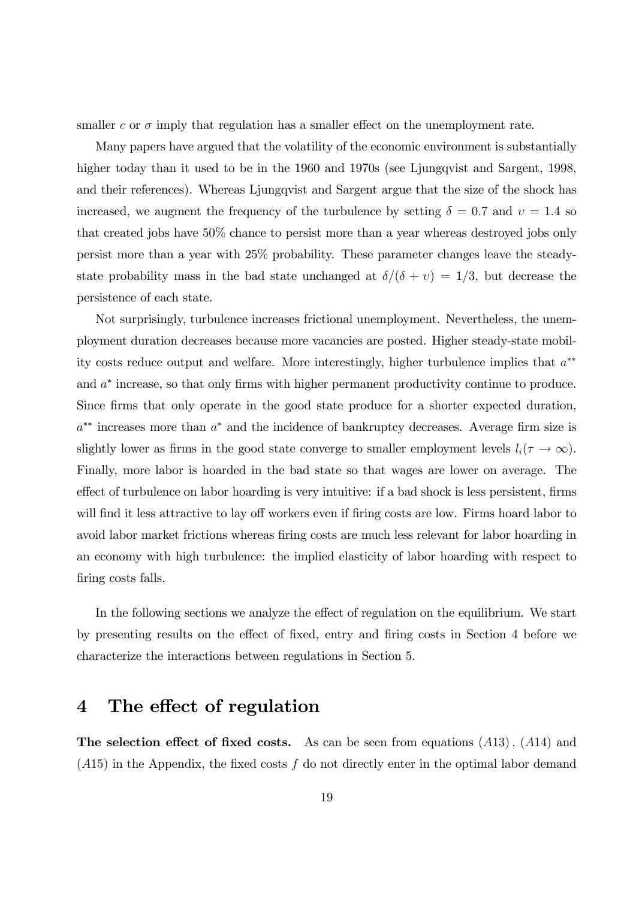smaller $c$ or $\sigma$ imply that regulation has a smaller effect on the unemployment rate.

Many papers have argued that the volatility of the economic environment is substantially higher today than it used to be in the 1960 and 1970s (see Ljungqvist and Sargent, 1998, and their references). Whereas Ljungqvist and Sargent argue that the size of the shock has increased, we augment the frequency of the turbulence by setting $\delta = 0.7$ and $\upsilon = 1.4$ so that created jobs have 50% chance to persist more than a year whereas destroyed jobs only persist more than a year with 25% probability. These parameter changes leave the steady-state probability mass in the bad state unchanged at $\delta/(\delta + \upsilon) = 1/3$, but decrease the persistence of each state.

Not surprisingly, turbulence increases frictional unemployment. Nevertheless, the unemployment duration decreases because more vacancies are posted. Higher steady-state mobility costs reduce output and welfare. More interestingly, higher turbulence implies that $a^{**}$ and $a^{*}$ increase, so that only firms with higher permanent productivity continue to produce. Since firms that only operate in the good state produce for a shorter expected duration, $a^{**}$ increases more than $a^{*}$ and the incidence of bankruptcy decreases. Average firm size is slightly lower as firms in the good state converge to smaller employment levels $l_i(\tau \to \infty)$. Finally, more labor is hoarded in the bad state so that wages are lower on average. The effect of turbulence on labor hoarding is very intuitive: if a bad shock is less persistent, firms will find it less attractive to lay off workers even if firing costs are low. Firms hoard labor to avoid labor market frictions whereas firing costs are much less relevant for labor hoarding in an economy with high turbulence: the implied elasticity of labor hoarding with respect to firing costs falls.

In the following sections we analyze the effect of regulation on the equilibrium. We start by presenting results on the effect of fixed, entry and firing costs in Section 4 before we characterize the interactions between regulations in Section 5.

# 4 The effect of regulation

**The selection effect of fixed costs.** As can be seen from equations $(A13)$, $(A14)$ and $(A15)$ in the Appendix, the fixed costs $f$ do not directly enter in the optimal labor demand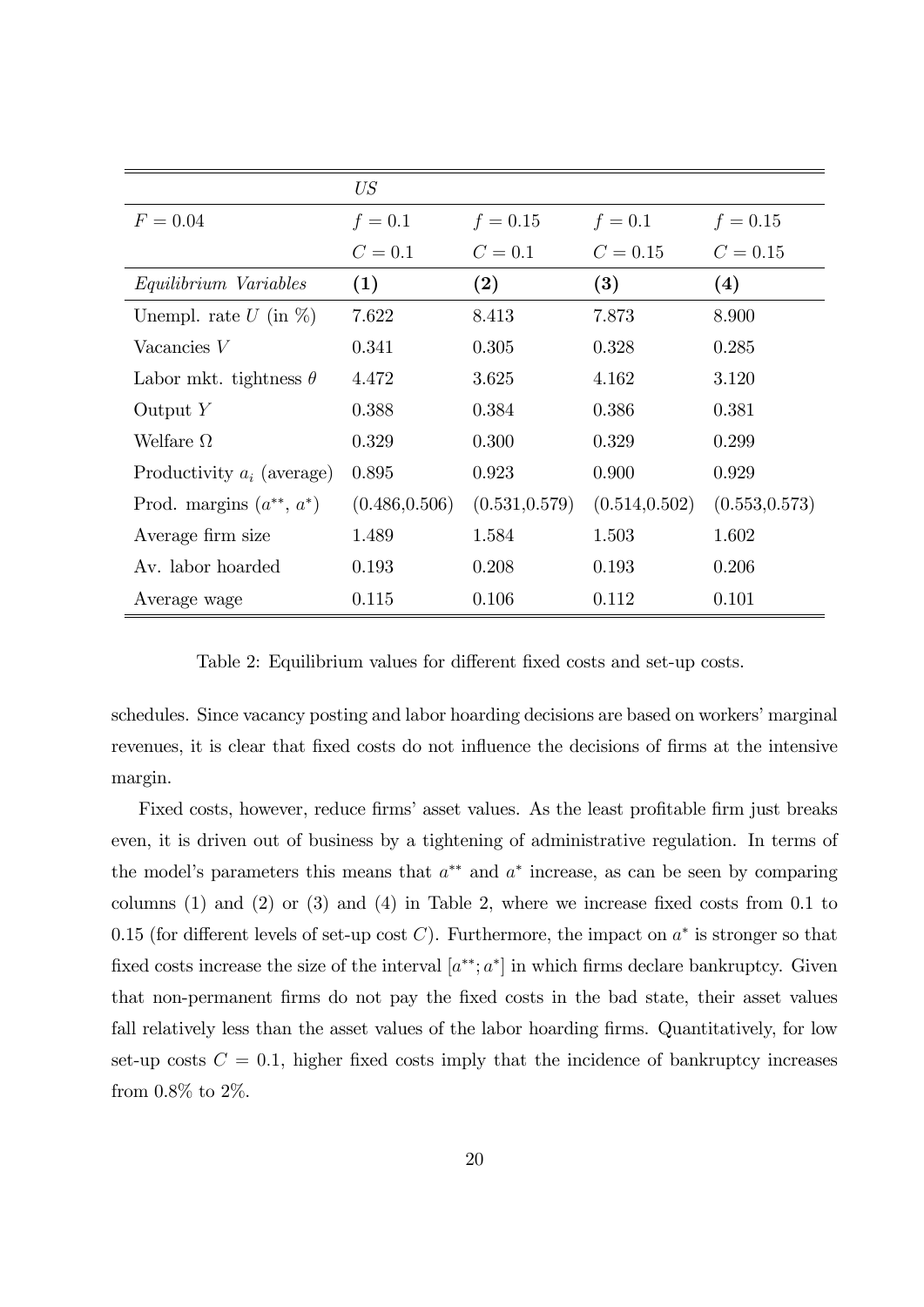| | *US* | | | |
|---|---|---|---|---|
| $F = 0.04$ | $f = 0.1$ | $f = 0.15$ | $f = 0.1$ | $f = 0.15$ |
| | $C = 0.1$ | $C = 0.1$ | $C = 0.15$ | $C = 0.15$ |
| *Equilibrium Variables* | **(1)** | **(2)** | **(3)** | **(4)** |
| Unempl. rate $U$ (in %) | 7.622 | 8.413 | 7.873 | 8.900 |
| Vacancies $V$ | 0.341 | 0.305 | 0.328 | 0.285 |
| Labor mkt. tightness $\theta$ | 4.472 | 3.625 | 4.162 | 3.120 |
| Output $Y$ | 0.388 | 0.384 | 0.386 | 0.381 |
| Welfare $\Omega$ | 0.329 | 0.300 | 0.329 | 0.299 |
| Productivity $a_i$ (average) | 0.895 | 0.923 | 0.900 | 0.929 |
| Prod. margins ($a^{**}$, $a^{*}$) | (0.486,0.506) | (0.531,0.579) | (0.514,0.502) | (0.553,0.573) |
| Average firm size | 1.489 | 1.584 | 1.503 | 1.602 |
| Av. labor hoarded | 0.193 | 0.208 | 0.193 | 0.206 |
| Average wage | 0.115 | 0.106 | 0.112 | 0.101 |

Table 2: Equilibrium values for different fixed costs and set-up costs.

schedules. Since vacancy posting and labor hoarding decisions are based on workers' marginal revenues, it is clear that fixed costs do not influence the decisions of firms at the intensive margin.

Fixed costs, however, reduce firms' asset values. As the least profitable firm just breaks even, it is driven out of business by a tightening of administrative regulation. In terms of the model's parameters this means that $a^{**}$ and $a^{*}$ increase, as can be seen by comparing columns (1) and (2) or (3) and (4) in Table 2, where we increase fixed costs from 0.1 to 0.15 (for different levels of set-up cost $C$). Furthermore, the impact on $a^{*}$ is stronger so that fixed costs increase the size of the interval $[a^{**}; a^{*}]$ in which firms declare bankruptcy. Given that non-permanent firms do not pay the fixed costs in the bad state, their asset values fall relatively less than the asset values of the labor hoarding firms. Quantitatively, for low set-up costs $C = 0.1$, higher fixed costs imply that the incidence of bankruptcy increases from 0.8% to 2%.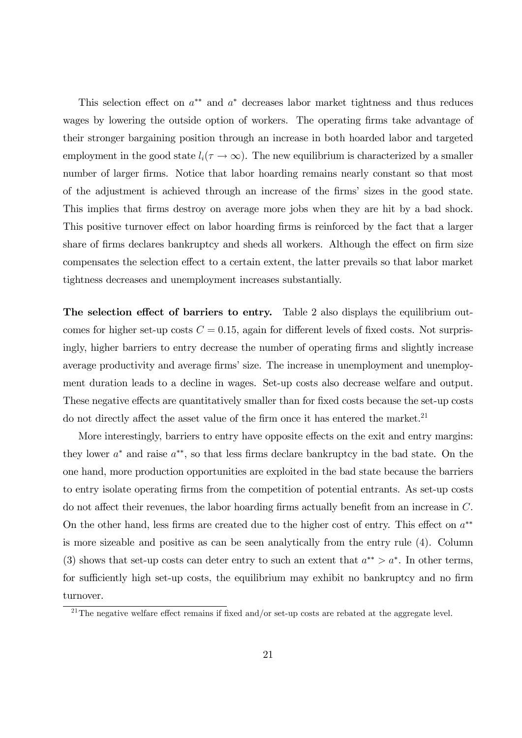This selection effect on $a^{**}$ and $a^{*}$ decreases labor market tightness and thus reduces wages by lowering the outside option of workers. The operating firms take advantage of their stronger bargaining position through an increase in both hoarded labor and targeted employment in the good state $l_i(\tau \to \infty)$. The new equilibrium is characterized by a smaller number of larger firms. Notice that labor hoarding remains nearly constant so that most of the adjustment is achieved through an increase of the firms' sizes in the good state. This implies that firms destroy on average more jobs when they are hit by a bad shock. This positive turnover effect on labor hoarding firms is reinforced by the fact that a larger share of firms declares bankruptcy and sheds all workers. Although the effect on firm size compensates the selection effect to a certain extent, the latter prevails so that labor market tightness decreases and unemployment increases substantially.

**The selection effect of barriers to entry.** Table 2 also displays the equilibrium outcomes for higher set-up costs $C = 0.15$, again for different levels of fixed costs. Not surprisingly, higher barriers to entry decrease the number of operating firms and slightly increase average productivity and average firms' size. The increase in unemployment and unemployment duration leads to a decline in wages. Set-up costs also decrease welfare and output. These negative effects are quantitatively smaller than for fixed costs because the set-up costs do not directly affect the asset value of the firm once it has entered the market.[21]

More interestingly, barriers to entry have opposite effects on the exit and entry margins: they lower $a^{*}$ and raise $a^{**}$, so that less firms declare bankruptcy in the bad state. On the one hand, more production opportunities are exploited in the bad state because the barriers to entry isolate operating firms from the competition of potential entrants. As set-up costs do not affect their revenues, the labor hoarding firms actually benefit from an increase in $C$. On the other hand, less firms are created due to the higher cost of entry. This effect on $a^{**}$ is more sizeable and positive as can be seen analytically from the entry rule (4). Column (3) shows that set-up costs can deter entry to such an extent that $a^{**} > a^{*}$. In other terms, for sufficiently high set-up costs, the equilibrium may exhibit no bankruptcy and no firm turnover.

[21] The negative welfare effect remains if fixed and/or set-up costs are rebated at the aggregate level.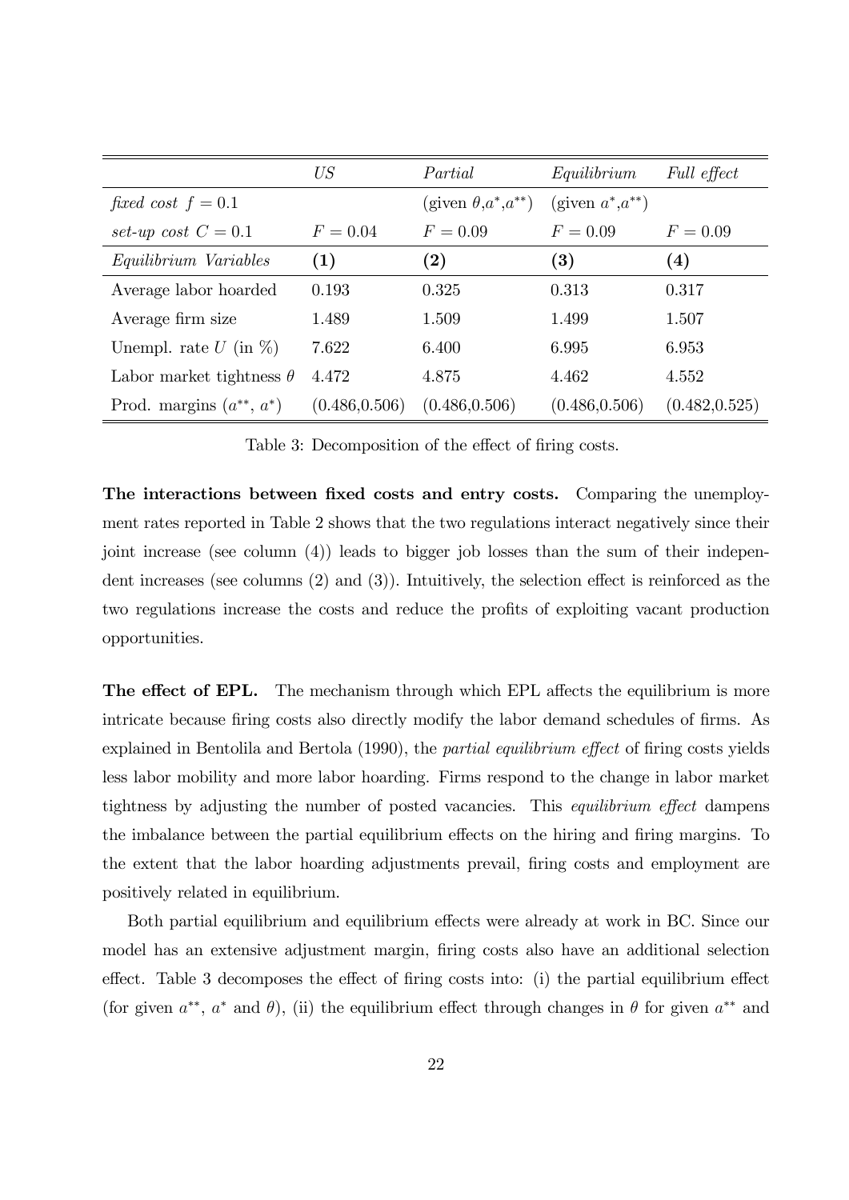| | *US* | *Partial* | *Equilibrium* | *Full effect* |
|---|---|---|---|---|
| *fixed cost* $f = 0.1$ | | (given $\theta$,$a^*$,$a^{**}$) | (given $a^*$,$a^{**}$) | |
| *set-up cost* $C = 0.1$ | $F = 0.04$ | $F = 0.09$ | $F = 0.09$ | $F = 0.09$ |
| *Equilibrium Variables* | **(1)** | **(2)** | **(3)** | **(4)** |
| Average labor hoarded | 0.193 | 0.325 | 0.313 | 0.317 |
| Average firm size | 1.489 | 1.509 | 1.499 | 1.507 |
| Unempl. rate $U$ (in %) | 7.622 | 6.400 | 6.995 | 6.953 |
| Labor market tightness $\theta$ | 4.472 | 4.875 | 4.462 | 4.552 |
| Prod. margins ($a^{**}$, $a^*$) | (0.486,0.506) | (0.486,0.506) | (0.486,0.506) | (0.482,0.525) |

Table 3: Decomposition of the effect of firing costs.

**The interactions between fixed costs and entry costs.** Comparing the unemployment rates reported in Table 2 shows that the two regulations interact negatively since their joint increase (see column (4)) leads to bigger job losses than the sum of their independent increases (see columns (2) and (3)). Intuitively, the selection effect is reinforced as the two regulations increase the costs and reduce the profits of exploiting vacant production opportunities.

**The effect of EPL.** The mechanism through which EPL affects the equilibrium is more intricate because firing costs also directly modify the labor demand schedules of firms. As explained in Bentolila and Bertola (1990), the *partial equilibrium effect* of firing costs yields less labor mobility and more labor hoarding. Firms respond to the change in labor market tightness by adjusting the number of posted vacancies. This *equilibrium effect* dampens the imbalance between the partial equilibrium effects on the hiring and firing margins. To the extent that the labor hoarding adjustments prevail, firing costs and employment are positively related in equilibrium.

Both partial equilibrium and equilibrium effects were already at work in BC. Since our model has an extensive adjustment margin, firing costs also have an additional selection effect. Table 3 decomposes the effect of firing costs into: (i) the partial equilibrium effect (for given $a^{**}$, $a^*$ and $\theta$), (ii) the equilibrium effect through changes in $\theta$ for given $a^{**}$ and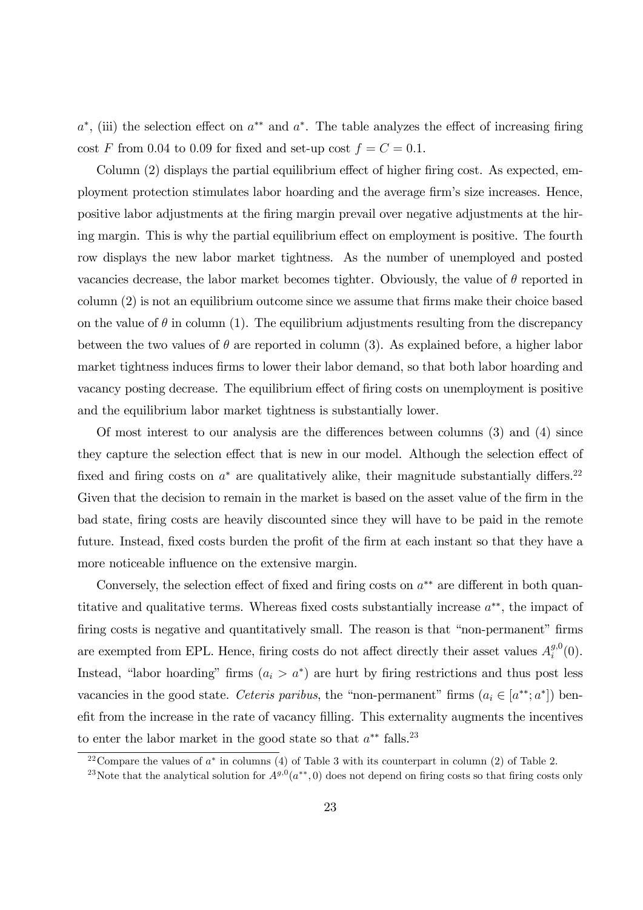$a^*$, (iii) the selection effect on $a^{**}$ and $a^*$. The table analyzes the effect of increasing firing cost $F$ from 0.04 to 0.09 for fixed and set-up cost $f = C = 0.1$.

Column (2) displays the partial equilibrium effect of higher firing cost. As expected, employment protection stimulates labor hoarding and the average firm's size increases. Hence, positive labor adjustments at the firing margin prevail over negative adjustments at the hiring margin. This is why the partial equilibrium effect on employment is positive. The fourth row displays the new labor market tightness. As the number of unemployed and posted vacancies decrease, the labor market becomes tighter. Obviously, the value of $\theta$ reported in column (2) is not an equilibrium outcome since we assume that firms make their choice based on the value of $\theta$ in column (1). The equilibrium adjustments resulting from the discrepancy between the two values of $\theta$ are reported in column (3). As explained before, a higher labor market tightness induces firms to lower their labor demand, so that both labor hoarding and vacancy posting decrease. The equilibrium effect of firing costs on unemployment is positive and the equilibrium labor market tightness is substantially lower.

Of most interest to our analysis are the differences between columns (3) and (4) since they capture the selection effect that is new in our model. Although the selection effect of fixed and firing costs on $a^*$ are qualitatively alike, their magnitude substantially differs.[22] Given that the decision to remain in the market is based on the asset value of the firm in the bad state, firing costs are heavily discounted since they will have to be paid in the remote future. Instead, fixed costs burden the profit of the firm at each instant so that they have a more noticeable influence on the extensive margin.

Conversely, the selection effect of fixed and firing costs on $a^{**}$ are different in both quantitative and qualitative terms. Whereas fixed costs substantially increase $a^{**}$, the impact of firing costs is negative and quantitatively small. The reason is that "non-permanent" firms are exempted from EPL. Hence, firing costs do not affect directly their asset values $A_i^{g,0}(0)$. Instead, "labor hoarding" firms ($a_i > a^*$) are hurt by firing restrictions and thus post less vacancies in the good state. *Ceteris paribus*, the "non-permanent" firms ($a_i \in [a^{**}; a^*]$) benefit from the increase in the rate of vacancy filling. This externality augments the incentives to enter the labor market in the good state so that $a^{**}$ falls.[23]

[22] Compare the values of $a^*$ in columns (4) of Table 3 with its counterpart in column (2) of Table 2.

[23] Note that the analytical solution for $A^{g,0}(a^{**}, 0)$ does not depend on firing costs so that firing costs only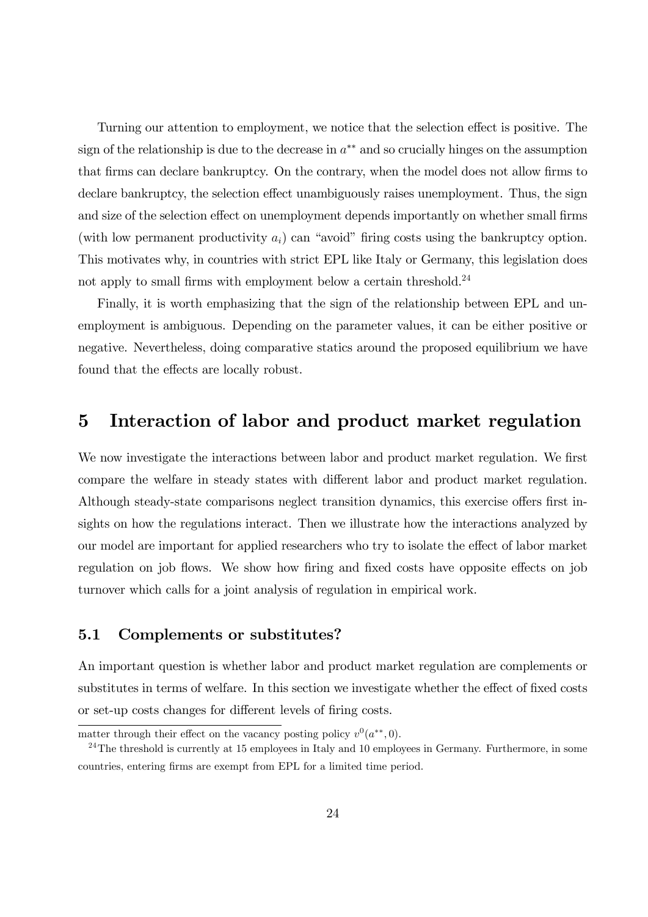Turning our attention to employment, we notice that the selection effect is positive. The sign of the relationship is due to the decrease in $a^{**}$ and so crucially hinges on the assumption that firms can declare bankruptcy. On the contrary, when the model does not allow firms to declare bankruptcy, the selection effect unambiguously raises unemployment. Thus, the sign and size of the selection effect on unemployment depends importantly on whether small firms (with low permanent productivity $a_i$) can "avoid" firing costs using the bankruptcy option. This motivates why, in countries with strict EPL like Italy or Germany, this legislation does not apply to small firms with employment below a certain threshold.[24]

Finally, it is worth emphasizing that the sign of the relationship between EPL and unemployment is ambiguous. Depending on the parameter values, it can be either positive or negative. Nevertheless, doing comparative statics around the proposed equilibrium we have found that the effects are locally robust.

# 5 Interaction of labor and product market regulation

We now investigate the interactions between labor and product market regulation. We first compare the welfare in steady states with different labor and product market regulation. Although steady-state comparisons neglect transition dynamics, this exercise offers first insights on how the regulations interact. Then we illustrate how the interactions analyzed by our model are important for applied researchers who try to isolate the effect of labor market regulation on job flows. We show how firing and fixed costs have opposite effects on job turnover which calls for a joint analysis of regulation in empirical work.

## 5.1 Complements or substitutes?

An important question is whether labor and product market regulation are complements or substitutes in terms of welfare. In this section we investigate whether the effect of fixed costs or set-up costs changes for different levels of firing costs.

matter through their effect on the vacancy posting policy $v^0(a^{**}, 0)$.

[24] The threshold is currently at 15 employees in Italy and 10 employees in Germany. Furthermore, in some countries, entering firms are exempt from EPL for a limited time period.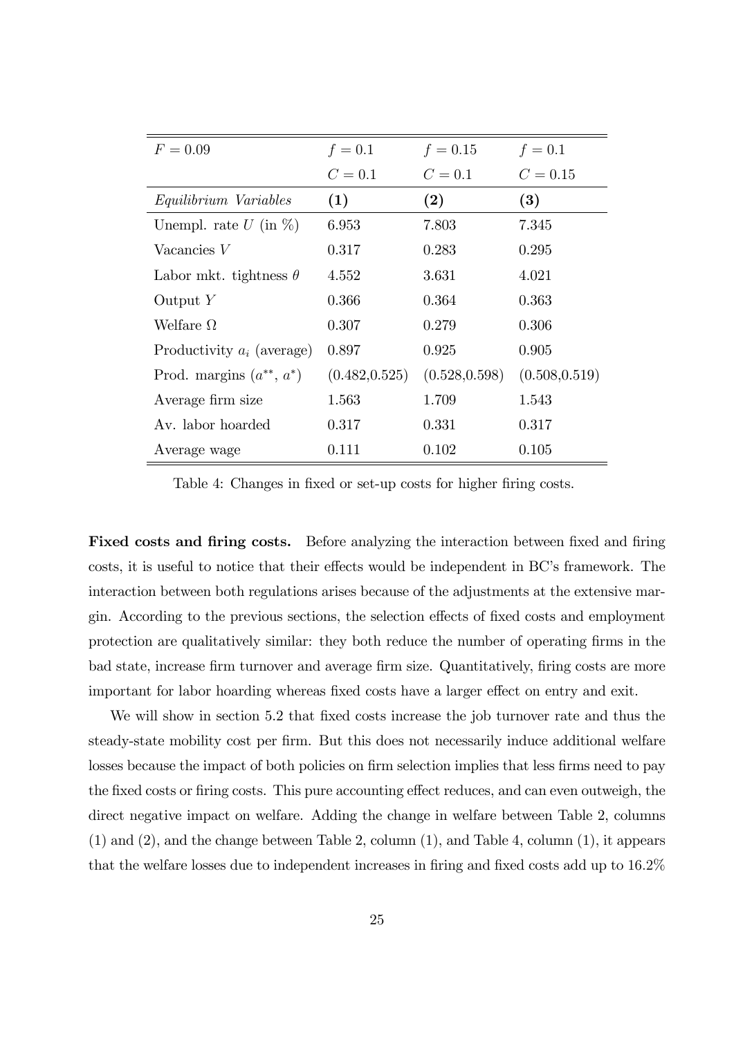| $F = 0.09$ | $f = 0.1$ | $f = 0.15$ | $f = 0.1$ |
|---|---|---|---|
| | $C = 0.1$ | $C = 0.1$ | $C = 0.15$ |
| *Equilibrium Variables* | **(1)** | **(2)** | **(3)** |
| Unempl. rate $U$ (in %) | 6.953 | 7.803 | 7.345 |
| Vacancies $V$ | 0.317 | 0.283 | 0.295 |
| Labor mkt. tightness $\theta$ | 4.552 | 3.631 | 4.021 |
| Output $Y$ | 0.366 | 0.364 | 0.363 |
| Welfare $\Omega$ | 0.307 | 0.279 | 0.306 |
| Productivity $a_i$ (average) | 0.897 | 0.925 | 0.905 |
| Prod. margins ($a^{**}$, $a^{*}$) | (0.482,0.525) | (0.528,0.598) | (0.508,0.519) |
| Average firm size | 1.563 | 1.709 | 1.543 |
| Av. labor hoarded | 0.317 | 0.331 | 0.317 |
| Average wage | 0.111 | 0.102 | 0.105 |

Table 4: Changes in fixed or set-up costs for higher firing costs.

**Fixed costs and firing costs.** Before analyzing the interaction between fixed and firing costs, it is useful to notice that their effects would be independent in BC's framework. The interaction between both regulations arises because of the adjustments at the extensive margin. According to the previous sections, the selection effects of fixed costs and employment protection are qualitatively similar: they both reduce the number of operating firms in the bad state, increase firm turnover and average firm size. Quantitatively, firing costs are more important for labor hoarding whereas fixed costs have a larger effect on entry and exit.

We will show in section 5.2 that fixed costs increase the job turnover rate and thus the steady-state mobility cost per firm. But this does not necessarily induce additional welfare losses because the impact of both policies on firm selection implies that less firms need to pay the fixed costs or firing costs. This pure accounting effect reduces, and can even outweigh, the direct negative impact on welfare. Adding the change in welfare between Table 2, columns (1) and (2), and the change between Table 2, column (1), and Table 4, column (1), it appears that the welfare losses due to independent increases in firing and fixed costs add up to 16.2%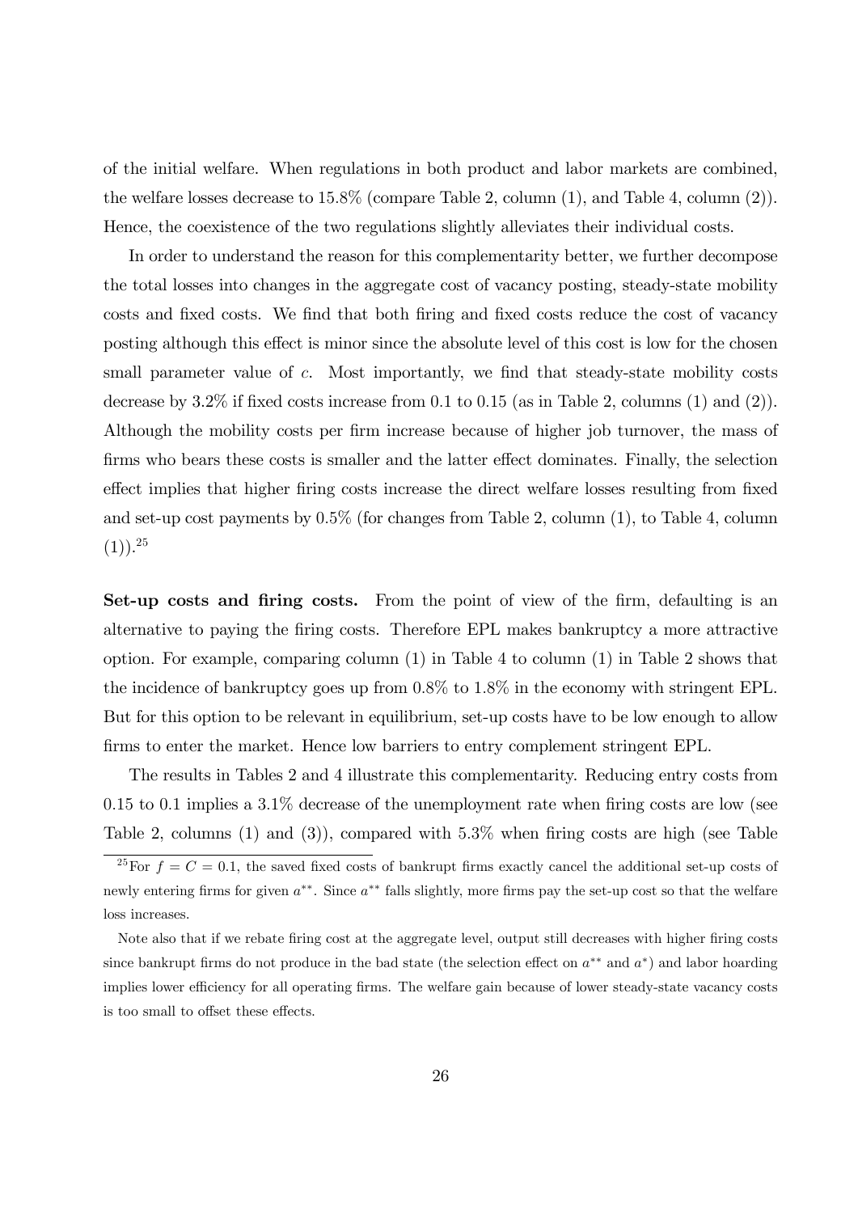of the initial welfare. When regulations in both product and labor markets are combined, the welfare losses decrease to 15.8% (compare Table 2, column (1), and Table 4, column (2)). Hence, the coexistence of the two regulations slightly alleviates their individual costs.

In order to understand the reason for this complementarity better, we further decompose the total losses into changes in the aggregate cost of vacancy posting, steady-state mobility costs and fixed costs. We find that both firing and fixed costs reduce the cost of vacancy posting although this effect is minor since the absolute level of this cost is low for the chosen small parameter value of $c$. Most importantly, we find that steady-state mobility costs decrease by 3.2% if fixed costs increase from 0.1 to 0.15 (as in Table 2, columns (1) and (2)). Although the mobility costs per firm increase because of higher job turnover, the mass of firms who bears these costs is smaller and the latter effect dominates. Finally, the selection effect implies that higher firing costs increase the direct welfare losses resulting from fixed and set-up cost payments by 0.5% (for changes from Table 2, column (1), to Table 4, column (1)).[25]

**Set-up costs and firing costs.** From the point of view of the firm, defaulting is an alternative to paying the firing costs. Therefore EPL makes bankruptcy a more attractive option. For example, comparing column (1) in Table 4 to column (1) in Table 2 shows that the incidence of bankruptcy goes up from 0.8% to 1.8% in the economy with stringent EPL. But for this option to be relevant in equilibrium, set-up costs have to be low enough to allow firms to enter the market. Hence low barriers to entry complement stringent EPL.

The results in Tables 2 and 4 illustrate this complementarity. Reducing entry costs from 0.15 to 0.1 implies a 3.1% decrease of the unemployment rate when firing costs are low (see Table 2, columns (1) and (3)), compared with 5.3% when firing costs are high (see Table

[25]For $f = C = 0.1$, the saved fixed costs of bankrupt firms exactly cancel the additional set-up costs of newly entering firms for given $a^{**}$. Since $a^{**}$ falls slightly, more firms pay the set-up cost so that the welfare loss increases.

Note also that if we rebate firing cost at the aggregate level, output still decreases with higher firing costs since bankrupt firms do not produce in the bad state (the selection effect on $a^{**}$ and $a^{*}$) and labor hoarding implies lower efficiency for all operating firms. The welfare gain because of lower steady-state vacancy costs is too small to offset these effects.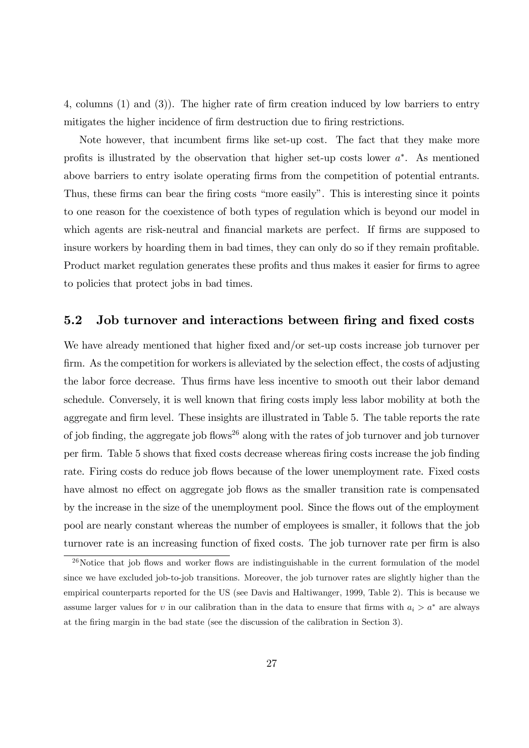4, columns (1) and (3)). The higher rate of firm creation induced by low barriers to entry mitigates the higher incidence of firm destruction due to firing restrictions.

Note however, that incumbent firms like set-up cost. The fact that they make more profits is illustrated by the observation that higher set-up costs lower $a^*$. As mentioned above barriers to entry isolate operating firms from the competition of potential entrants. Thus, these firms can bear the firing costs "more easily". This is interesting since it points to one reason for the coexistence of both types of regulation which is beyond our model in which agents are risk-neutral and financial markets are perfect. If firms are supposed to insure workers by hoarding them in bad times, they can only do so if they remain profitable. Product market regulation generates these profits and thus makes it easier for firms to agree to policies that protect jobs in bad times.

## 5.2 Job turnover and interactions between firing and fixed costs

We have already mentioned that higher fixed and/or set-up costs increase job turnover per firm. As the competition for workers is alleviated by the selection effect, the costs of adjusting the labor force decrease. Thus firms have less incentive to smooth out their labor demand schedule. Conversely, it is well known that firing costs imply less labor mobility at both the aggregate and firm level. These insights are illustrated in Table 5. The table reports the rate of job finding, the aggregate job flows[26] along with the rates of job turnover and job turnover per firm. Table 5 shows that fixed costs decrease whereas firing costs increase the job finding rate. Firing costs do reduce job flows because of the lower unemployment rate. Fixed costs have almost no effect on aggregate job flows as the smaller transition rate is compensated by the increase in the size of the unemployment pool. Since the flows out of the employment pool are nearly constant whereas the number of employees is smaller, it follows that the job turnover rate is an increasing function of fixed costs. The job turnover rate per firm is also

[26]Notice that job flows and worker flows are indistinguishable in the current formulation of the model since we have excluded job-to-job transitions. Moreover, the job turnover rates are slightly higher than the empirical counterparts reported for the US (see Davis and Haltiwanger, 1999, Table 2). This is because we assume larger values for $\upsilon$ in our calibration than in the data to ensure that firms with $a_i > a^*$ are always at the firing margin in the bad state (see the discussion of the calibration in Section 3).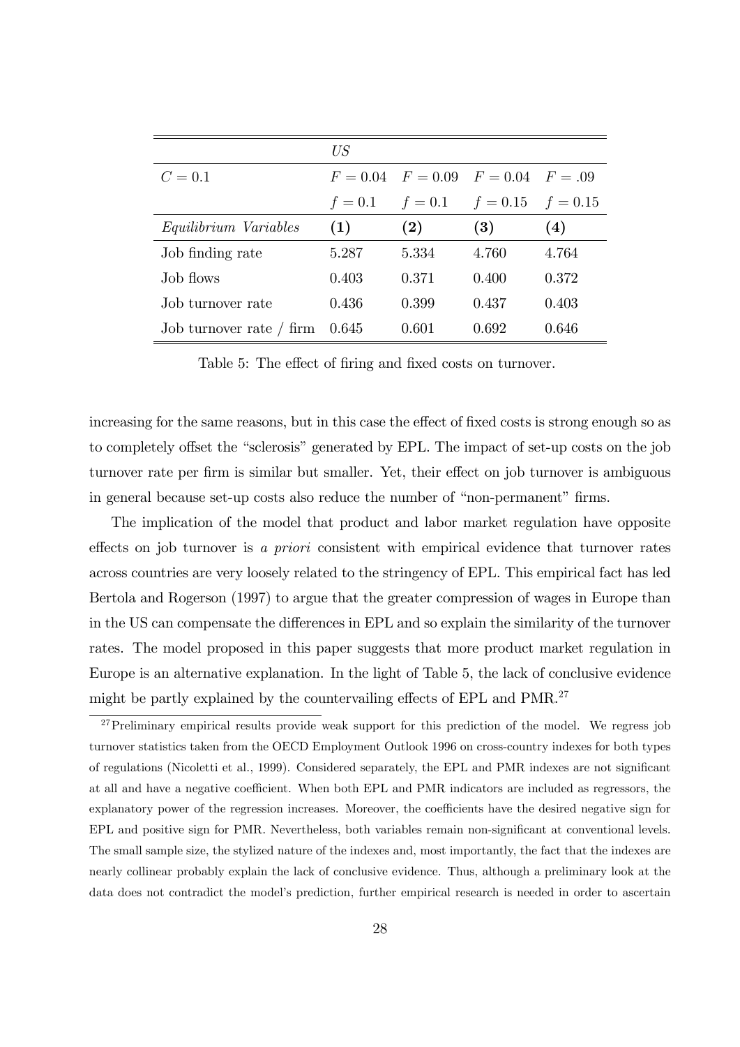| | *US* | | | |
|---|---|---|---|---|
| $C = 0.1$ | $F = 0.04$ | $F = 0.09$ | $F = 0.04$ | $F = .09$ |
| | $f = 0.1$ | $f = 0.1$ | $f = 0.15$ | $f = 0.15$ |
| *Equilibrium Variables* | **(1)** | **(2)** | **(3)** | **(4)** |
| Job finding rate | 5.287 | 5.334 | 4.760 | 4.764 |
| Job flows | 0.403 | 0.371 | 0.400 | 0.372 |
| Job turnover rate | 0.436 | 0.399 | 0.437 | 0.403 |
| Job turnover rate / firm | 0.645 | 0.601 | 0.692 | 0.646 |

Table 5: The effect of firing and fixed costs on turnover.

increasing for the same reasons, but in this case the effect of fixed costs is strong enough so as to completely offset the "sclerosis" generated by EPL. The impact of set-up costs on the job turnover rate per firm is similar but smaller. Yet, their effect on job turnover is ambiguous in general because set-up costs also reduce the number of "non-permanent" firms.

The implication of the model that product and labor market regulation have opposite effects on job turnover is *a priori* consistent with empirical evidence that turnover rates across countries are very loosely related to the stringency of EPL. This empirical fact has led Bertola and Rogerson (1997) to argue that the greater compression of wages in Europe than in the US can compensate the differences in EPL and so explain the similarity of the turnover rates. The model proposed in this paper suggests that more product market regulation in Europe is an alternative explanation. In the light of Table 5, the lack of conclusive evidence might be partly explained by the countervailing effects of EPL and PMR.[27]

[27]Preliminary empirical results provide weak support for this prediction of the model. We regress job turnover statistics taken from the OECD Employment Outlook 1996 on cross-country indexes for both types of regulations (Nicoletti et al., 1999). Considered separately, the EPL and PMR indexes are not significant at all and have a negative coefficient. When both EPL and PMR indicators are included as regressors, the explanatory power of the regression increases. Moreover, the coefficients have the desired negative sign for EPL and positive sign for PMR. Nevertheless, both variables remain non-significant at conventional levels. The small sample size, the stylized nature of the indexes and, most importantly, the fact that the indexes are nearly collinear probably explain the lack of conclusive evidence. Thus, although a preliminary look at the data does not contradict the model's prediction, further empirical research is needed in order to ascertain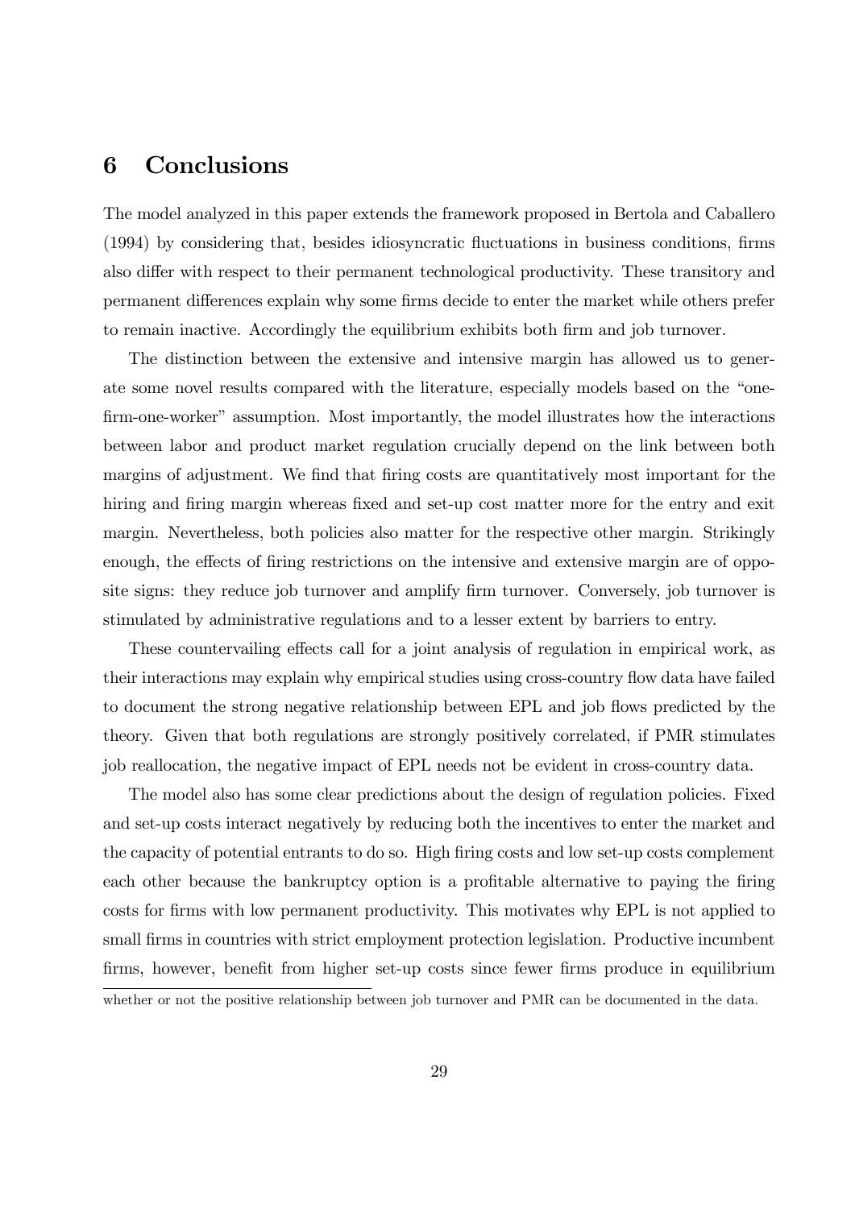# 6 Conclusions

The model analyzed in this paper extends the framework proposed in Bertola and Caballero (1994) by considering that, besides idiosyncratic fluctuations in business conditions, firms also differ with respect to their permanent technological productivity. These transitory and permanent differences explain why some firms decide to enter the market while others prefer to remain inactive. Accordingly the equilibrium exhibits both firm and job turnover.

The distinction between the extensive and intensive margin has allowed us to generate some novel results compared with the literature, especially models based on the "one-firm-one-worker" assumption. Most importantly, the model illustrates how the interactions between labor and product market regulation crucially depend on the link between both margins of adjustment. We find that firing costs are quantitatively most important for the hiring and firing margin whereas fixed and set-up cost matter more for the entry and exit margin. Nevertheless, both policies also matter for the respective other margin. Strikingly enough, the effects of firing restrictions on the intensive and extensive margin are of opposite signs: they reduce job turnover and amplify firm turnover. Conversely, job turnover is stimulated by administrative regulations and to a lesser extent by barriers to entry.

These countervailing effects call for a joint analysis of regulation in empirical work, as their interactions may explain why empirical studies using cross-country flow data have failed to document the strong negative relationship between EPL and job flows predicted by the theory. Given that both regulations are strongly positively correlated, if PMR stimulates job reallocation, the negative impact of EPL needs not be evident in cross-country data.

The model also has some clear predictions about the design of regulation policies. Fixed and set-up costs interact negatively by reducing both the incentives to enter the market and the capacity of potential entrants to do so. High firing costs and low set-up costs complement each other because the bankruptcy option is a profitable alternative to paying the firing costs for firms with low permanent productivity. This motivates why EPL is not applied to small firms in countries with strict employment protection legislation. Productive incumbent firms, however, benefit from higher set-up costs since fewer firms produce in equilibrium

whether or not the positive relationship between job turnover and PMR can be documented in the data.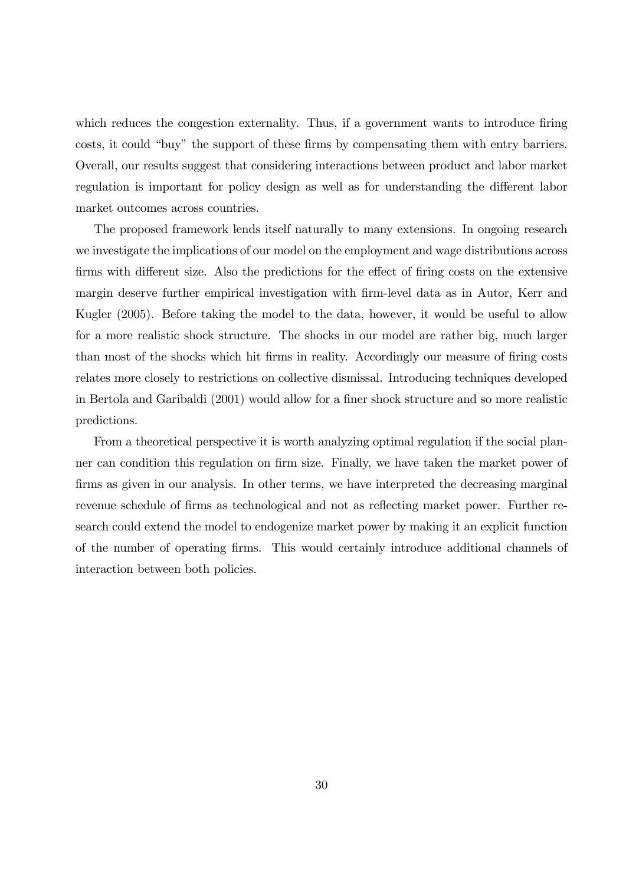which reduces the congestion externality. Thus, if a government wants to introduce firing costs, it could "buy" the support of these firms by compensating them with entry barriers. Overall, our results suggest that considering interactions between product and labor market regulation is important for policy design as well as for understanding the different labor market outcomes across countries.

The proposed framework lends itself naturally to many extensions. In ongoing research we investigate the implications of our model on the employment and wage distributions across firms with different size. Also the predictions for the effect of firing costs on the extensive margin deserve further empirical investigation with firm-level data as in Autor, Kerr and Kugler (2005). Before taking the model to the data, however, it would be useful to allow for a more realistic shock structure. The shocks in our model are rather big, much larger than most of the shocks which hit firms in reality. Accordingly our measure of firing costs relates more closely to restrictions on collective dismissal. Introducing techniques developed in Bertola and Garibaldi (2001) would allow for a finer shock structure and so more realistic predictions.

From a theoretical perspective it is worth analyzing optimal regulation if the social planner can condition this regulation on firm size. Finally, we have taken the market power of firms as given in our analysis. In other terms, we have interpreted the decreasing marginal revenue schedule of firms as technological and not as reflecting market power. Further research could extend the model to endogenize market power by making it an explicit function of the number of operating firms. This would certainly introduce additional channels of interaction between both policies.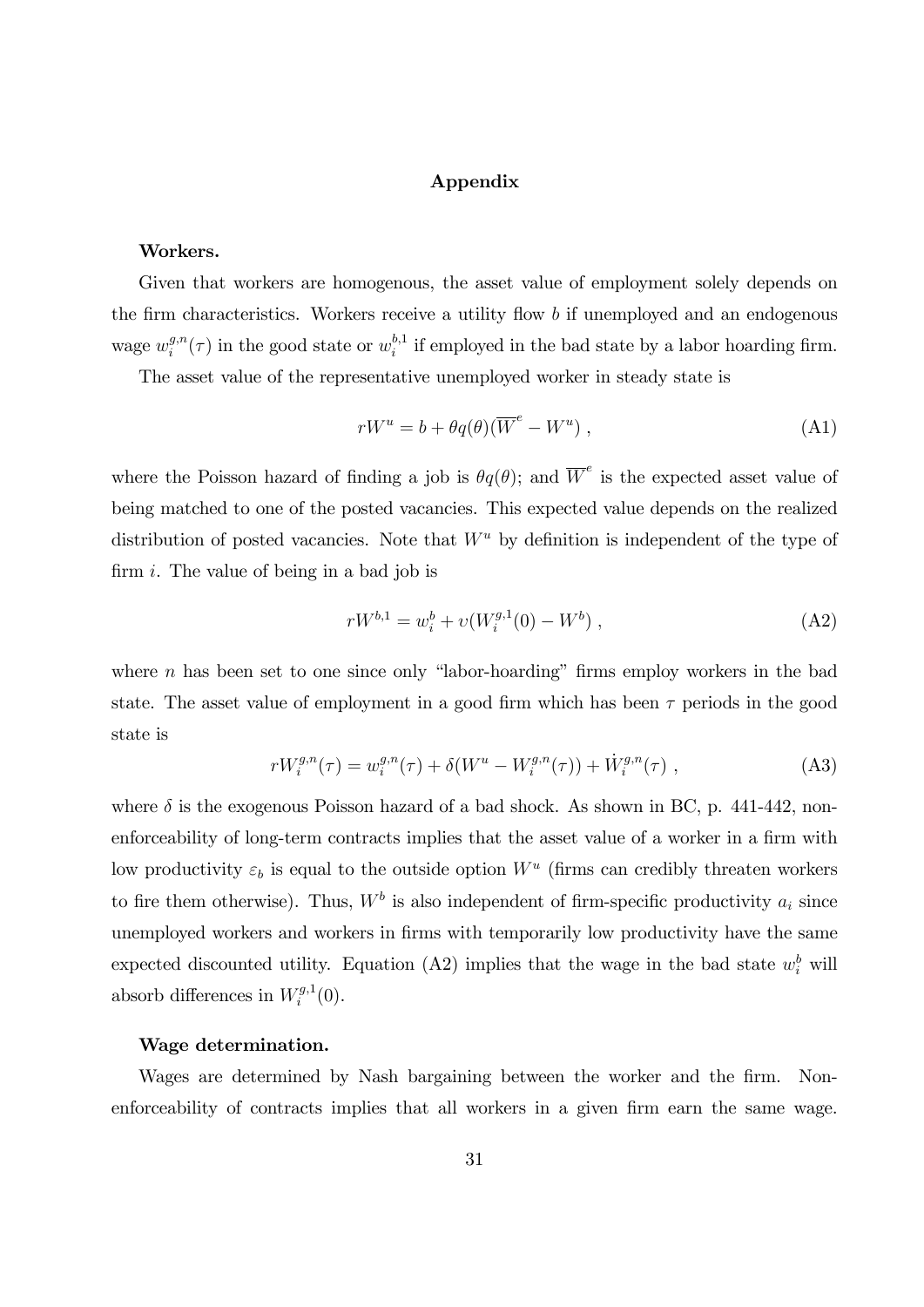## Appendix

**Workers.**

Given that workers are homogenous, the asset value of employment solely depends on the firm characteristics. Workers receive a utility flow $b$ if unemployed and an endogenous wage $w_i^{g,n}(\tau)$ in the good state or $w_i^{b,1}$ if employed in the bad state by a labor hoarding firm.

The asset value of the representative unemployed worker in steady state is

$$rW^u = b + \theta q(\theta)(\overline{W}^e - W^u) , \tag{A1}$$

where the Poisson hazard of finding a job is $\theta q(\theta)$; and $\overline{W}^e$ is the expected asset value of being matched to one of the posted vacancies. This expected value depends on the realized distribution of posted vacancies. Note that $W^u$ by definition is independent of the type of firm $i$. The value of being in a bad job is

$$rW^{b,1} = w_i^b + \upsilon(W_i^{g,1}(0) - W^b) , \tag{A2}$$

where $n$ has been set to one since only "labor-hoarding" firms employ workers in the bad state. The asset value of employment in a good firm which has been $\tau$ periods in the good state is

$$rW_i^{g,n}(\tau) = w_i^{g,n}(\tau) + \delta(W^u - W_i^{g,n}(\tau)) + \dot{W}_i^{g,n}(\tau) , \tag{A3}$$

where $\delta$ is the exogenous Poisson hazard of a bad shock. As shown in BC, p. 441-442, non-enforceability of long-term contracts implies that the asset value of a worker in a firm with low productivity $\varepsilon_b$ is equal to the outside option $W^u$ (firms can credibly threaten workers to fire them otherwise). Thus, $W^b$ is also independent of firm-specific productivity $a_i$ since unemployed workers and workers in firms with temporarily low productivity have the same expected discounted utility. Equation (A2) implies that the wage in the bad state $w_i^b$ will absorb differences in $W_i^{g,1}(0)$.

**Wage determination.**

Wages are determined by Nash bargaining between the worker and the firm. Non-enforceability of contracts implies that all workers in a given firm earn the same wage.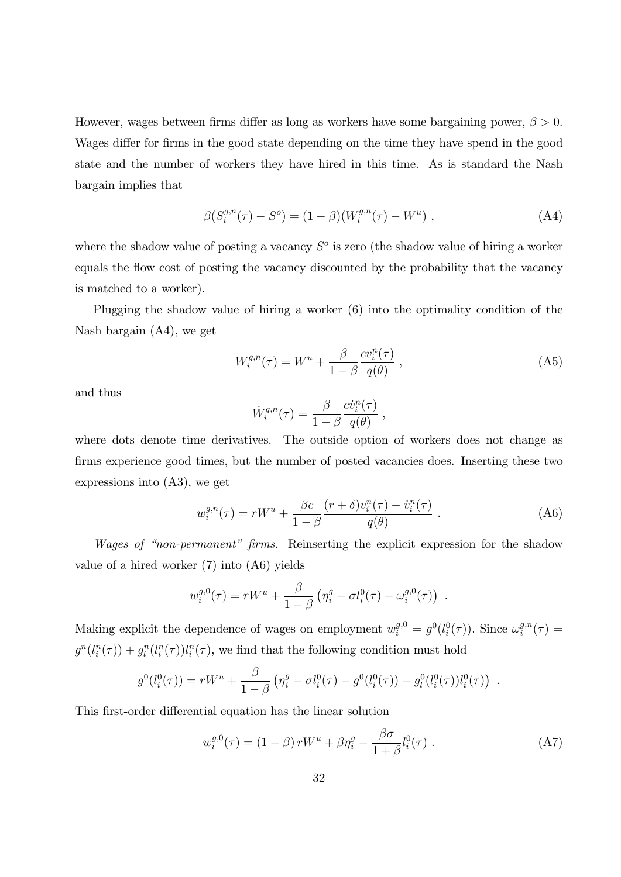However, wages between firms differ as long as workers have some bargaining power, $\beta > 0$. Wages differ for firms in the good state depending on the time they have spend in the good state and the number of workers they have hired in this time. As is standard the Nash bargain implies that

$$\beta(S_i^{g,n}(\tau) - S^o) = (1-\beta)(W_i^{g,n}(\tau) - W^u) \ , \tag{A4}$$

where the shadow value of posting a vacancy $S^o$ is zero (the shadow value of hiring a worker equals the flow cost of posting the vacancy discounted by the probability that the vacancy is matched to a worker).

Plugging the shadow value of hiring a worker (6) into the optimality condition of the Nash bargain (A4), we get

$$W_i^{g,n}(\tau) = W^u + \frac{\beta}{1-\beta}\frac{cv_i^n(\tau)}{q(\theta)} \ , \tag{A5}$$

and thus

$$\dot{W}_i^{g,n}(\tau) = \frac{\beta}{1-\beta}\frac{c\dot{v}_i^n(\tau)}{q(\theta)} \ ,$$

where dots denote time derivatives. The outside option of workers does not change as firms experience good times, but the number of posted vacancies does. Inserting these two expressions into (A3), we get

$$w_i^{g,n}(\tau) = rW^u + \frac{\beta c}{1-\beta}\frac{(r+\delta)v_i^n(\tau) - \dot{v}_i^n(\tau)}{q(\theta)} \ . \tag{A6}$$

*Wages of "non-permanent" firms.* Reinserting the explicit expression for the shadow value of a hired worker (7) into (A6) yields

$$w_i^{g,0}(\tau) = rW^u + \frac{\beta}{1-\beta}\left(\eta_i^g - \sigma l_i^0(\tau) - \omega_i^{g,0}(\tau)\right) \ .$$

Making explicit the dependence of wages on employment $w_i^{g,0} = g^0(l_i^0(\tau))$. Since $\omega_i^{g,n}(\tau) = g^n(l_i^n(\tau)) + g_l^n(l_i^n(\tau))l_i^n(\tau)$, we find that the following condition must hold

$$g^0(l_i^0(\tau)) = rW^u + \frac{\beta}{1-\beta}\left(\eta_i^g - \sigma l_i^0(\tau) - g^0(l_i^0(\tau)) - g_l^0(l_i^0(\tau))l_i^0(\tau)\right) \ .$$

This first-order differential equation has the linear solution

$$w_i^{g,0}(\tau) = (1-\beta)\, rW^u + \beta\eta_i^g - \frac{\beta\sigma}{1+\beta}l_i^0(\tau) \ . \tag{A7}$$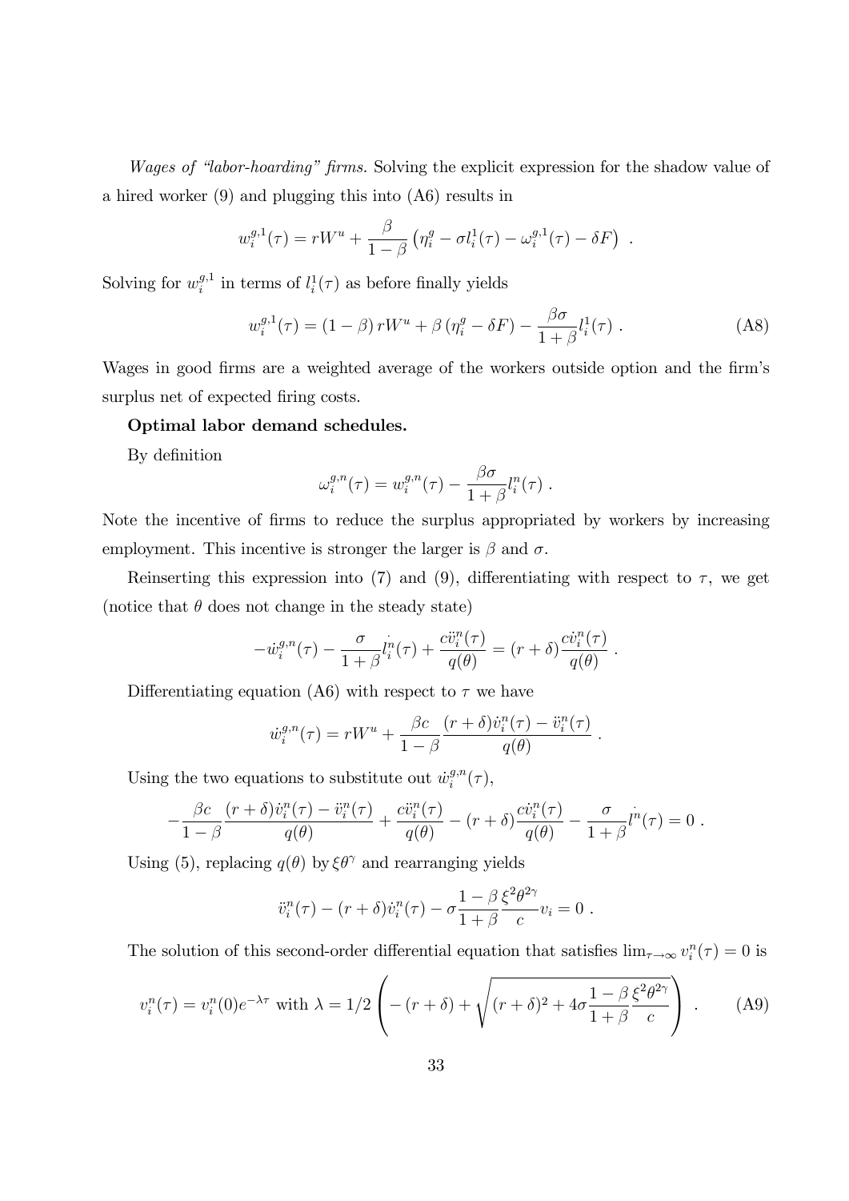*Wages of "labor-hoarding" firms.* Solving the explicit expression for the shadow value of a hired worker (9) and plugging this into (A6) results in

$$w_i^{g,1}(\tau) = rW^u + \frac{\beta}{1-\beta}\left(\eta_i^g - \sigma l_i^1(\tau) - \omega_i^{g,1}(\tau) - \delta F\right) \ .$$

Solving for $w_i^{g,1}$ in terms of $l_i^1(\tau)$ as before finally yields

$$w_i^{g,1}(\tau) = (1-\beta)\, rW^u + \beta\left(\eta_i^g - \delta F\right) - \frac{\beta\sigma}{1+\beta} l_i^1(\tau) \ . \tag{A8}$$

Wages in good firms are a weighted average of the workers outside option and the firm's surplus net of expected firing costs.

**Optimal labor demand schedules.**

By definition

$$\omega_i^{g,n}(\tau) = w_i^{g,n}(\tau) - \frac{\beta\sigma}{1+\beta} l_i^n(\tau) \ .$$

Note the incentive of firms to reduce the surplus appropriated by workers by increasing employment. This incentive is stronger the larger is $\beta$ and $\sigma$.

Reinserting this expression into (7) and (9), differentiating with respect to $\tau$, we get (notice that $\theta$ does not change in the steady state)

$$-\dot{w}_i^{g,n}(\tau) - \frac{\sigma}{1+\beta}\dot{l_i^n}(\tau) + \frac{c\ddot{v}_i^n(\tau)}{q(\theta)} = (r+\delta)\frac{c\dot{v}_i^n(\tau)}{q(\theta)} \ .$$

Differentiating equation (A6) with respect to $\tau$ we have

$$\dot{w}_i^{g,n}(\tau) = rW^u + \frac{\beta c}{1-\beta}\frac{(r+\delta)\dot{v}_i^n(\tau) - \ddot{v}_i^n(\tau)}{q(\theta)} \ .$$

Using the two equations to substitute out $\dot{w}_i^{g,n}(\tau)$,

$$-\frac{\beta c}{1-\beta}\frac{(r+\delta)\dot{v}_i^n(\tau) - \ddot{v}_i^n(\tau)}{q(\theta)} + \frac{c\ddot{v}_i^n(\tau)}{q(\theta)} - (r+\delta)\frac{c\dot{v}_i^n(\tau)}{q(\theta)} - \frac{\sigma}{1+\beta}\dot{l^n}(\tau) = 0 \ .$$

Using (5), replacing $q(\theta)$ by $\xi\theta^\gamma$ and rearranging yields

$$\ddot{v}_i^n(\tau) - (r+\delta)\dot{v}_i^n(\tau) - \sigma\frac{1-\beta}{1+\beta}\frac{\xi^2\theta^{2\gamma}}{c}v_i = 0 \ .$$

The solution of this second-order differential equation that satisfies $\lim_{\tau\to\infty} v_i^n(\tau) = 0$ is

$$v_i^n(\tau) = v_i^n(0)e^{-\lambda\tau} \text{ with } \lambda = 1/2\left(-(r+\delta) + \sqrt{(r+\delta)^2 + 4\sigma\frac{1-\beta}{1+\beta}\frac{\xi^2\theta^{2\gamma}}{c}}\right) \ . \tag{A9}$$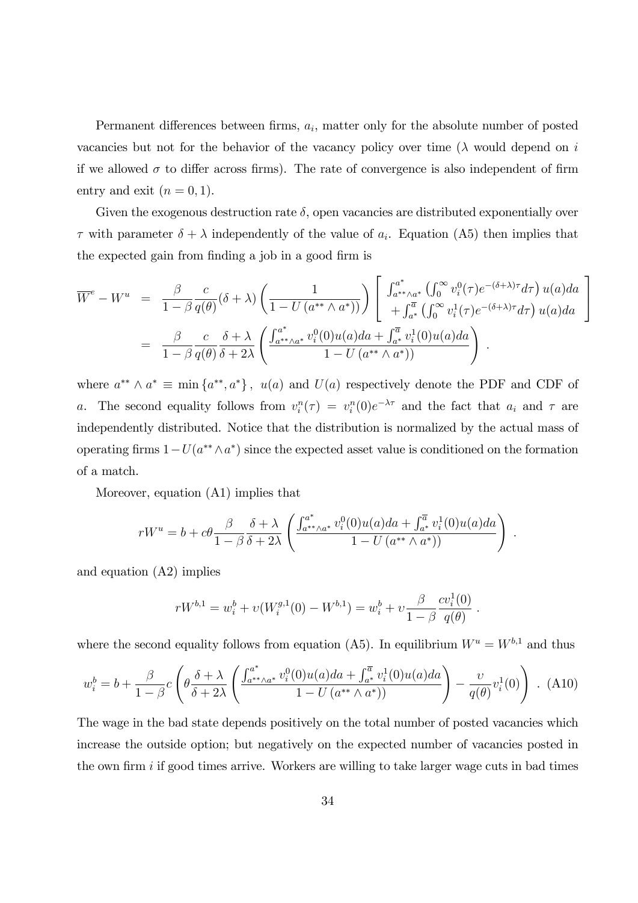Permanent differences between firms, $a_i$, matter only for the absolute number of posted vacancies but not for the behavior of the vacancy policy over time ($\lambda$ would depend on $i$ if we allowed $\sigma$ to differ across firms). The rate of convergence is also independent of firm entry and exit ($n = 0, 1$).

Given the exogenous destruction rate $\delta$, open vacancies are distributed exponentially over $\tau$ with parameter $\delta + \lambda$ independently of the value of $a_i$. Equation (A5) then implies that the expected gain from finding a job in a good firm is

$$
\begin{aligned}
\overline{W}^e - W^u &= \frac{\beta}{1-\beta}\frac{c}{q(\theta)}(\delta+\lambda)\left(\frac{1}{1-U\left(a^{**}\wedge a^*\right)}\right)\left[\begin{array}{l} \int_{a^{**}\wedge a^*}^{a^*}\left(\int_0^\infty v_i^0(\tau)e^{-(\delta+\lambda)\tau}d\tau\right)u(a)da \\ +\int_{a^*}^{\overline{a}}\left(\int_0^\infty v_i^1(\tau)e^{-(\delta+\lambda)\tau}d\tau\right)u(a)da \end{array}\right] \\
&= \frac{\beta}{1-\beta}\frac{c}{q(\theta)}\frac{\delta+\lambda}{\delta+2\lambda}\left(\frac{\int_{a^{**}\wedge a^*}^{a^*}v_i^0(0)u(a)da+\int_{a^*}^{\overline{a}}v_i^1(0)u(a)da}{1-U\left(a^{**}\wedge a^*\right)}\right).
\end{aligned}
$$

where $a^{**}\wedge a^* \equiv \min\{a^{**}, a^*\}$, $u(a)$ and $U(a)$ respectively denote the PDF and CDF of $a$. The second equality follows from $v_i^n(\tau) = v_i^n(0)e^{-\lambda\tau}$ and the fact that $a_i$ and $\tau$ are independently distributed. Notice that the distribution is normalized by the actual mass of operating firms $1-U(a^{**}\wedge a^*)$ since the expected asset value is conditioned on the formation of a match.

Moreover, equation (A1) implies that

$$
rW^u = b + c\theta\frac{\beta}{1-\beta}\frac{\delta+\lambda}{\delta+2\lambda}\left(\frac{\int_{a^{**}\wedge a^*}^{a^*}v_i^0(0)u(a)da+\int_{a^*}^{\overline{a}}v_i^1(0)u(a)da}{1-U\left(a^{**}\wedge a^*\right)}\right).
$$

and equation (A2) implies

$$
rW^{b,1} = w_i^b + \upsilon(W_i^{g,1}(0) - W^{b,1}) = w_i^b + \upsilon\frac{\beta}{1-\beta}\frac{cv_i^1(0)}{q(\theta)}.
$$

where the second equality follows from equation (A5). In equilibrium $W^u = W^{b,1}$ and thus

$$
w_i^b = b + \frac{\beta}{1-\beta}c\left(\theta\frac{\delta+\lambda}{\delta+2\lambda}\left(\frac{\int_{a^{**}\wedge a^*}^{a^*}v_i^0(0)u(a)da+\int_{a^*}^{\overline{a}}v_i^1(0)u(a)da}{1-U\left(a^{**}\wedge a^*\right)}\right) - \frac{\upsilon}{q(\theta)}v_i^1(0)\right). \quad \text{(A10)}
$$

The wage in the bad state depends positively on the total number of posted vacancies which increase the outside option; but negatively on the expected number of vacancies posted in the own firm $i$ if good times arrive. Workers are willing to take larger wage cuts in bad times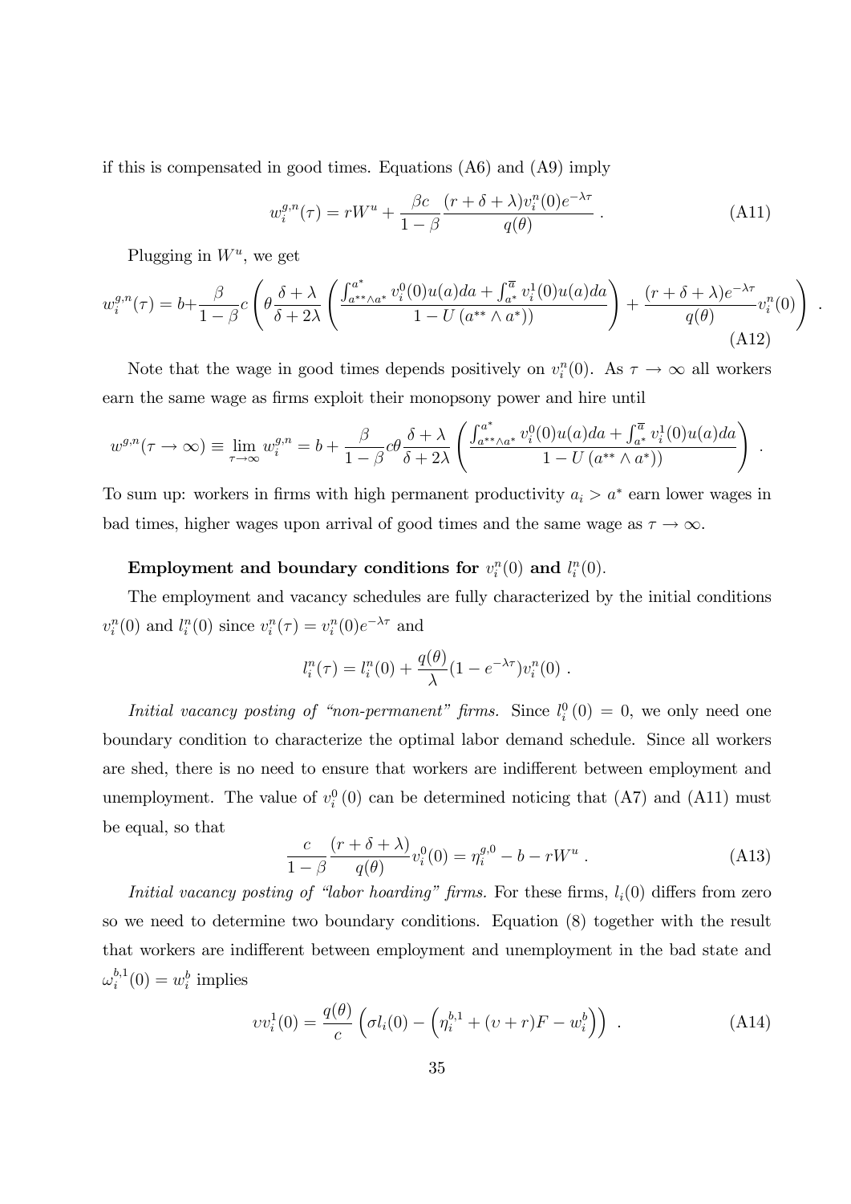if this is compensated in good times. Equations (A6) and (A9) imply

$$w_i^{g,n}(\tau) = rW^u + \frac{\beta c}{1-\beta} \frac{(r+\delta+\lambda)v_i^n(0)e^{-\lambda\tau}}{q(\theta)} . \tag{A11}$$

Plugging in $W^u$, we get

$$w_i^{g,n}(\tau) = b + \frac{\beta}{1-\beta} c \left( \theta \frac{\delta+\lambda}{\delta+2\lambda} \left( \frac{\int_{a^{**}\wedge a^*}^{a^*} v_i^0(0)u(a)da + \int_{a^*}^{\overline{a}} v_i^1(0)u(a)da}{1-U\left(a^{**}\wedge a^*\right)} \right) + \frac{(r+\delta+\lambda)e^{-\lambda\tau}}{q(\theta)} v_i^n(0) \right) . \tag{A12}$$

Note that the wage in good times depends positively on $v_i^n(0)$. As $\tau \to \infty$ all workers earn the same wage as firms exploit their monopsony power and hire until

$$w^{g,n}(\tau \to \infty) \equiv \lim_{\tau\to\infty} w_i^{g,n} = b + \frac{\beta}{1-\beta} c\theta \frac{\delta+\lambda}{\delta+2\lambda} \left( \frac{\int_{a^{**}\wedge a^*}^{a^*} v_i^0(0)u(a)da + \int_{a^*}^{\overline{a}} v_i^1(0)u(a)da}{1-U\left(a^{**}\wedge a^*\right)} \right) .$$

To sum up: workers in firms with high permanent productivity $a_i > a^*$ earn lower wages in bad times, higher wages upon arrival of good times and the same wage as $\tau \to \infty$.

**Employment and boundary conditions for $v_i^n(0)$ and $l_i^n(0)$.**

The employment and vacancy schedules are fully characterized by the initial conditions $v_i^n(0)$ and $l_i^n(0)$ since $v_i^n(\tau) = v_i^n(0)e^{-\lambda\tau}$ and

$$l_i^n(\tau) = l_i^n(0) + \frac{q(\theta)}{\lambda}(1-e^{-\lambda\tau})v_i^n(0) .$$

*Initial vacancy posting of "non-permanent" firms.* Since $l_i^0(0) = 0$, we only need one boundary condition to characterize the optimal labor demand schedule. Since all workers are shed, there is no need to ensure that workers are indifferent between employment and unemployment. The value of $v_i^0(0)$ can be determined noticing that (A7) and (A11) must be equal, so that

$$\frac{c}{1-\beta} \frac{(r+\delta+\lambda)}{q(\theta)} v_i^0(0) = \eta_i^{g,0} - b - rW^u . \tag{A13}$$

*Initial vacancy posting of "labor hoarding" firms.* For these firms, $l_i(0)$ differs from zero so we need to determine two boundary conditions. Equation (8) together with the result that workers are indifferent between employment and unemployment in the bad state and $\omega_i^{b,1}(0) = w_i^b$ implies

$$\upsilon v_i^1(0) = \frac{q(\theta)}{c} \left( \sigma l_i(0) - \left( \eta_i^{b,1} + (\upsilon + r)F - w_i^b \right) \right) . \tag{A14}$$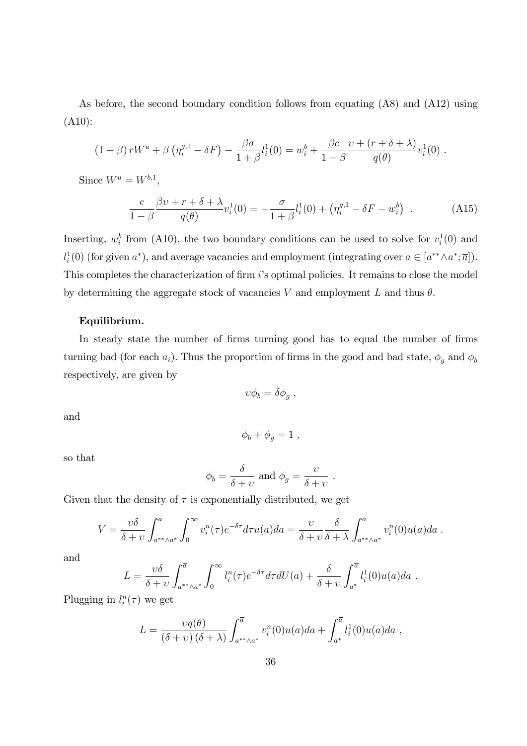As before, the second boundary condition follows from equating (A8) and (A12) using (A10):

$$(1-\beta)\, rW^{u} + \beta\left(\eta_{i}^{g,1} - \delta F\right) - \frac{\beta\sigma}{1+\beta} l_{i}^{1}(0) = w_{i}^{b} + \frac{\beta c}{1-\beta} \frac{\upsilon + (r+\delta+\lambda)}{q(\theta)} v_{i}^{1}(0) \; .$$

Since $W^{u} = W^{b,1}$,

$$\frac{c}{1-\beta} \frac{\beta\upsilon + r + \delta + \lambda}{q(\theta)} v_{i}^{1}(0) = -\frac{\sigma}{1+\beta} l_{i}^{1}(0) + \left(\eta_{i}^{g,1} - \delta F - w_{i}^{b}\right) \; . \tag{A15}$$

Inserting, $w_{i}^{b}$ from (A10), the two boundary conditions can be used to solve for $v_{i}^{1}(0)$ and $l_{i}^{1}(0)$ (for given $a^{*}$), and average vacancies and employment (integrating over $a \in [a^{**} \wedge a^{*}; \overline{a}]$). This completes the characterization of firm $i$'s optimal policies. It remains to close the model by determining the aggregate stock of vacancies $V$ and employment $L$ and thus $\theta$.

**Equilibrium.**

In steady state the number of firms turning good has to equal the number of firms turning bad (for each $a_{i}$). Thus the proportion of firms in the good and bad state, $\phi_{g}$ and $\phi_{b}$ respectively, are given by

$$\upsilon\phi_{b} = \delta\phi_{g} \; ,$$

and

$$\phi_{b} + \phi_{g} = 1 \; ,$$

so that

$$\phi_{b} = \frac{\delta}{\delta+\upsilon} \text{ and } \phi_{g} = \frac{\upsilon}{\delta+\upsilon} \; .$$

Given that the density of $\tau$ is exponentially distributed, we get

$$V = \frac{\upsilon\delta}{\delta+\upsilon} \int_{a^{**}\wedge a^{*}}^{\overline{a}} \int_{0}^{\infty} v_{i}^{n}(\tau) e^{-\delta\tau} d\tau\, u(a) da = \frac{\upsilon}{\delta+\upsilon} \frac{\delta}{\delta+\lambda} \int_{a^{**}\wedge a^{*}}^{\overline{a}} v_{i}^{n}(0) u(a) da \; .$$

and

$$L = \frac{\upsilon\delta}{\delta+\upsilon} \int_{a^{**}\wedge a^{*}}^{\overline{a}} \int_{0}^{\infty} l_{i}^{n}(\tau) e^{-\delta\tau} d\tau dU(a) + \frac{\delta}{\delta+\upsilon} \int_{a^{*}}^{\overline{a}} l_{i}^{1}(0) u(a) da \; .$$

Plugging in $l_{i}^{n}(\tau)$ we get

$$L = \frac{\upsilon q(\theta)}{(\delta+\upsilon)(\delta+\lambda)} \int_{a^{**}\wedge a^{*}}^{\overline{a}} v_{i}^{n}(0) u(a) da + \int_{a^{*}}^{\overline{a}} l_{i}^{1}(0) u(a) da \; ,$$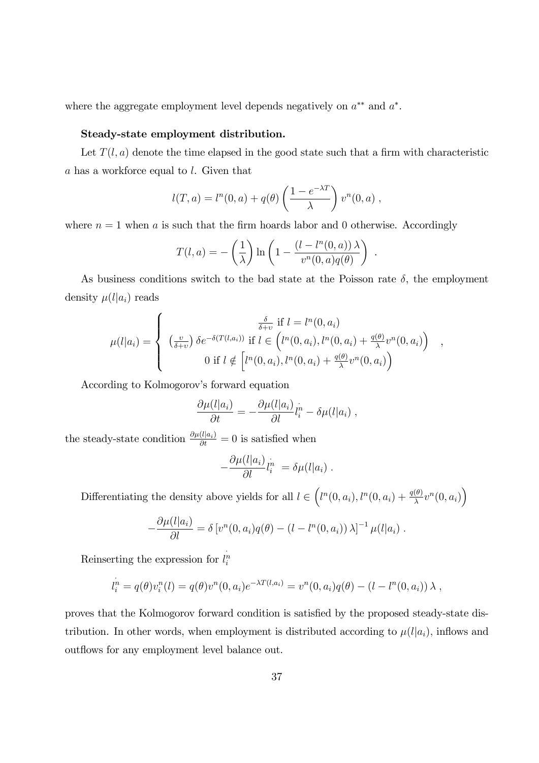where the aggregate employment level depends negatively on $a^{**}$ and $a^{*}$.

**Steady-state employment distribution.**

Let $T(l,a)$ denote the time elapsed in the good state such that a firm with characteristic $a$ has a workforce equal to $l$. Given that

$$l(T,a) = l^n(0,a) + q(\theta)\left(\frac{1-e^{-\lambda T}}{\lambda}\right) v^n(0,a) \ ,$$

where $n=1$ when $a$ is such that the firm hoards labor and 0 otherwise. Accordingly

$$T(l,a) = -\left(\frac{1}{\lambda}\right)\ln\left(1 - \frac{(l - l^n(0,a))\,\lambda}{v^n(0,a)q(\theta)}\right) \ .$$

As business conditions switch to the bad state at the Poisson rate $\delta$, the employment density $\mu(l|a_i)$ reads

$$\mu(l|a_i) = \left\{ \begin{array}{c} \frac{\delta}{\delta+v} \text{ if } l = l^n(0,a_i) \\ \left(\frac{v}{\delta+v}\right)\delta e^{-\delta(T(l,a_i))} \text{ if } l \in \left(l^n(0,a_i), l^n(0,a_i) + \frac{q(\theta)}{\lambda}v^n(0,a_i)\right) \\ 0 \text{ if } l \notin \left[l^n(0,a_i), l^n(0,a_i) + \frac{q(\theta)}{\lambda}v^n(0,a_i)\right) \end{array} \right. ,$$

According to Kolmogorov's forward equation

$$\frac{\partial\mu(l|a_i)}{\partial t} = -\frac{\partial\mu(l|a_i)}{\partial l}\dot{l_i^n} - \delta\mu(l|a_i) \ ,$$

the steady-state condition $\frac{\partial\mu(l|a_i)}{\partial t} = 0$ is satisfied when

$$-\frac{\partial\mu(l|a_i)}{\partial l}\dot{l_i^n} = \delta\mu(l|a_i) \ .$$

Differentiating the density above yields for all $l \in \left(l^n(0,a_i), l^n(0,a_i) + \frac{q(\theta)}{\lambda}v^n(0,a_i)\right)$

$$-\frac{\partial\mu(l|a_i)}{\partial l} = \delta\left[v^n(0,a_i)q(\theta) - (l - l^n(0,a_i))\,\lambda\right]^{-1}\mu(l|a_i) \ .$$

Reinserting the expression for $\dot{l_i^n}$

$$\dot{l_i^n} = q(\theta)v_i^n(l) = q(\theta)v^n(0,a_i)e^{-\lambda T(l,a_i)} = v^n(0,a_i)q(\theta) - (l - l^n(0,a_i))\,\lambda \ ,$$

proves that the Kolmogorov forward condition is satisfied by the proposed steady-state distribution. In other words, when employment is distributed according to $\mu(l|a_i)$, inflows and outflows for any employment level balance out.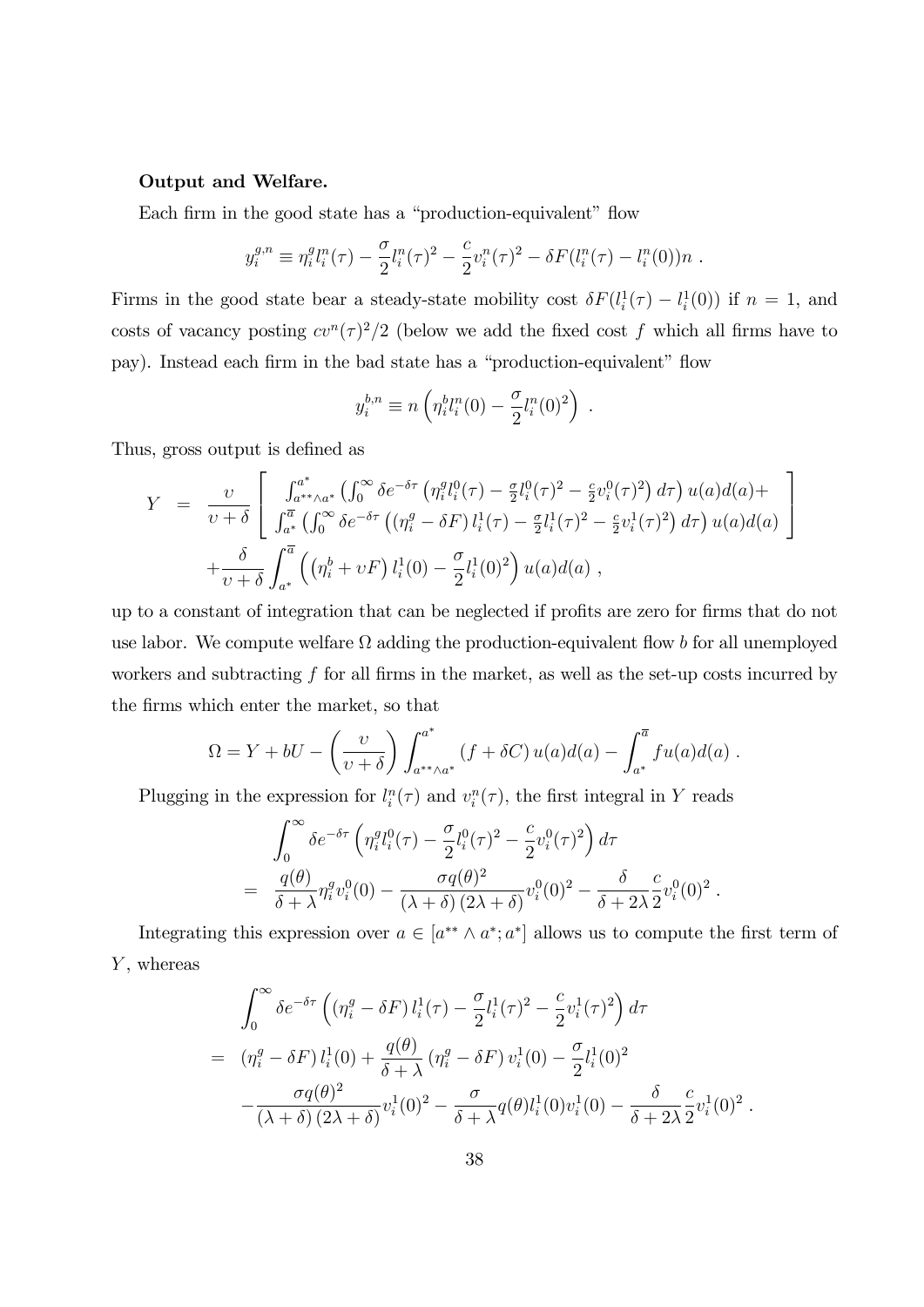**Output and Welfare.**

Each firm in the good state has a "production-equivalent" flow

$$y_i^{g,n} \equiv \eta_i^g l_i^n(\tau) - \frac{\sigma}{2} l_i^n(\tau)^2 - \frac{c}{2} v_i^n(\tau)^2 - \delta F(l_i^n(\tau) - l_i^n(0))n \ .$$

Firms in the good state bear a steady-state mobility cost $\delta F(l_i^1(\tau) - l_i^1(0))$ if $n = 1$, and costs of vacancy posting $cv^n(\tau)^2/2$ (below we add the fixed cost $f$ which all firms have to pay). Instead each firm in the bad state has a "production-equivalent" flow

$$y_i^{b,n} \equiv n\left(\eta_i^b l_i^n(0) - \frac{\sigma}{2} l_i^n(0)^2\right) \ .$$

Thus, gross output is defined as

$$\begin{aligned} Y &= \frac{\upsilon}{\upsilon+\delta}\left[\begin{array}{l} \int_{a^{**}\wedge a^*}^{a^*}\left(\int_0^\infty \delta e^{-\delta\tau}\left(\eta_i^g l_i^0(\tau) - \frac{\sigma}{2} l_i^0(\tau)^2 - \frac{c}{2} v_i^0(\tau)^2\right)d\tau\right)u(a)d(a) + \\ \int_{a^*}^{\overline{a}}\left(\int_0^\infty \delta e^{-\delta\tau}\left(\left(\eta_i^g - \delta F\right) l_i^1(\tau) - \frac{\sigma}{2} l_i^1(\tau)^2 - \frac{c}{2} v_i^1(\tau)^2\right)d\tau\right)u(a)d(a) \end{array}\right] \\ &\quad + \frac{\delta}{\upsilon+\delta}\int_{a^*}^{\overline{a}}\left(\left(\eta_i^b + \upsilon F\right) l_i^1(0) - \frac{\sigma}{2} l_i^1(0)^2\right)u(a)d(a) \ , \end{aligned}$$

up to a constant of integration that can be neglected if profits are zero for firms that do not use labor. We compute welfare $\Omega$ adding the production-equivalent flow $b$ for all unemployed workers and subtracting $f$ for all firms in the market, as well as the set-up costs incurred by the firms which enter the market, so that

$$\Omega = Y + bU - \left(\frac{\upsilon}{\upsilon+\delta}\right)\int_{a^{**}\wedge a^*}^{a^*}\left(f + \delta C\right)u(a)d(a) - \int_{a^*}^{\overline{a}} f u(a)d(a) \ .$$

Plugging in the expression for $l_i^n(\tau)$ and $v_i^n(\tau)$, the first integral in $Y$ reads

$$\begin{aligned} &\int_0^\infty \delta e^{-\delta\tau}\left(\eta_i^g l_i^0(\tau) - \frac{\sigma}{2} l_i^0(\tau)^2 - \frac{c}{2} v_i^0(\tau)^2\right)d\tau \\ = \ &\frac{q(\theta)}{\delta+\lambda}\eta_i^g v_i^0(0) - \frac{\sigma q(\theta)^2}{(\lambda+\delta)(2\lambda+\delta)} v_i^0(0)^2 - \frac{\delta}{\delta+2\lambda}\frac{c}{2} v_i^0(0)^2 \ . \end{aligned}$$

Integrating this expression over $a \in [a^{**} \wedge a^*; a^*]$ allows us to compute the first term of $Y$, whereas

$$\begin{aligned} &\int_0^\infty \delta e^{-\delta\tau}\left(\left(\eta_i^g - \delta F\right) l_i^1(\tau) - \frac{\sigma}{2} l_i^1(\tau)^2 - \frac{c}{2} v_i^1(\tau)^2\right)d\tau \\ = \ &\left(\eta_i^g - \delta F\right) l_i^1(0) + \frac{q(\theta)}{\delta+\lambda}\left(\eta_i^g - \delta F\right) v_i^1(0) - \frac{\sigma}{2} l_i^1(0)^2 \\ &- \frac{\sigma q(\theta)^2}{(\lambda+\delta)(2\lambda+\delta)} v_i^1(0)^2 - \frac{\sigma}{\delta+\lambda} q(\theta) l_i^1(0) v_i^1(0) - \frac{\delta}{\delta+2\lambda}\frac{c}{2} v_i^1(0)^2 \ . \end{aligned}$$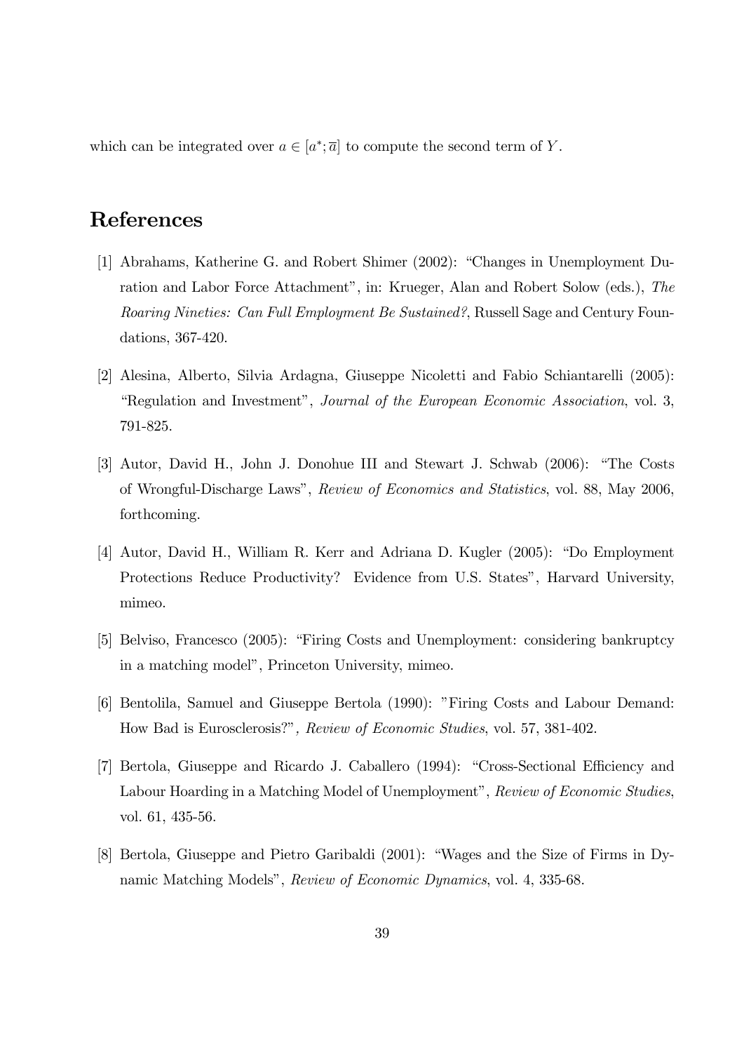which can be integrated over $a \in [a^*; \overline{a}]$ to compute the second term of $Y$.

## References

[1] Abrahams, Katherine G. and Robert Shimer (2002): "Changes in Unemployment Duration and Labor Force Attachment", in: Krueger, Alan and Robert Solow (eds.), *The Roaring Nineties: Can Full Employment Be Sustained?*, Russell Sage and Century Foundations, 367-420.

[2] Alesina, Alberto, Silvia Ardagna, Giuseppe Nicoletti and Fabio Schiantarelli (2005): "Regulation and Investment", *Journal of the European Economic Association*, vol. 3, 791-825.

[3] Autor, David H., John J. Donohue III and Stewart J. Schwab (2006): "The Costs of Wrongful-Discharge Laws", *Review of Economics and Statistics*, vol. 88, May 2006, forthcoming.

[4] Autor, David H., William R. Kerr and Adriana D. Kugler (2005): "Do Employment Protections Reduce Productivity? Evidence from U.S. States", Harvard University, mimeo.

[5] Belviso, Francesco (2005): "Firing Costs and Unemployment: considering bankruptcy in a matching model", Princeton University, mimeo.

[6] Bentolila, Samuel and Giuseppe Bertola (1990): "Firing Costs and Labour Demand: How Bad is Eurosclerosis?", *Review of Economic Studies*, vol. 57, 381-402.

[7] Bertola, Giuseppe and Ricardo J. Caballero (1994): "Cross-Sectional Efficiency and Labour Hoarding in a Matching Model of Unemployment", *Review of Economic Studies*, vol. 61, 435-56.

[8] Bertola, Giuseppe and Pietro Garibaldi (2001): "Wages and the Size of Firms in Dynamic Matching Models", *Review of Economic Dynamics*, vol. 4, 335-68.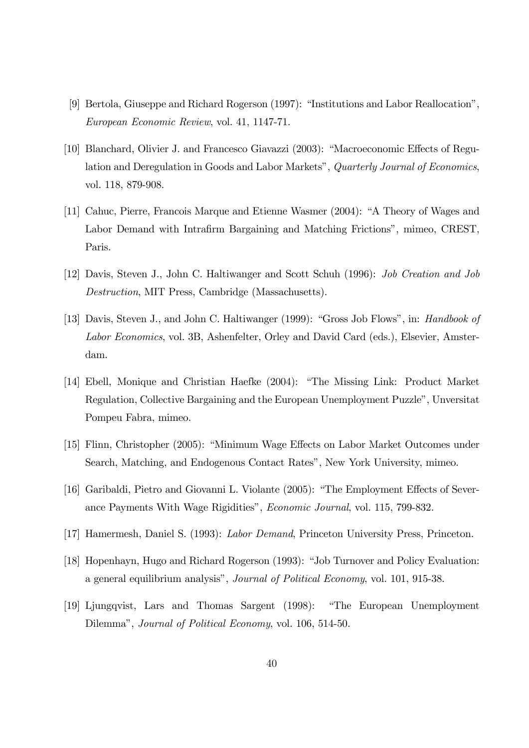[9] Bertola, Giuseppe and Richard Rogerson (1997): "Institutions and Labor Reallocation", *European Economic Review*, vol. 41, 1147-71.

[10] Blanchard, Olivier J. and Francesco Giavazzi (2003): "Macroeconomic Effects of Regulation and Deregulation in Goods and Labor Markets", *Quarterly Journal of Economics*, vol. 118, 879-908.

[11] Cahuc, Pierre, Francois Marque and Etienne Wasmer (2004): "A Theory of Wages and Labor Demand with Intrafirm Bargaining and Matching Frictions", mimeo, CREST, Paris.

[12] Davis, Steven J., John C. Haltiwanger and Scott Schuh (1996): *Job Creation and Job Destruction*, MIT Press, Cambridge (Massachusetts).

[13] Davis, Steven J., and John C. Haltiwanger (1999): "Gross Job Flows", in: *Handbook of Labor Economics*, vol. 3B, Ashenfelter, Orley and David Card (eds.), Elsevier, Amsterdam.

[14] Ebell, Monique and Christian Haefke (2004): "The Missing Link: Product Market Regulation, Collective Bargaining and the European Unemployment Puzzle", Unversitat Pompeu Fabra, mimeo.

[15] Flinn, Christopher (2005): "Minimum Wage Effects on Labor Market Outcomes under Search, Matching, and Endogenous Contact Rates", New York University, mimeo.

[16] Garibaldi, Pietro and Giovanni L. Violante (2005): "The Employment Effects of Severance Payments With Wage Rigidities", *Economic Journal*, vol. 115, 799-832.

[17] Hamermesh, Daniel S. (1993): *Labor Demand*, Princeton University Press, Princeton.

[18] Hopenhayn, Hugo and Richard Rogerson (1993): "Job Turnover and Policy Evaluation: a general equilibrium analysis", *Journal of Political Economy*, vol. 101, 915-38.

[19] Ljungqvist, Lars and Thomas Sargent (1998): "The European Unemployment Dilemma", *Journal of Political Economy*, vol. 106, 514-50.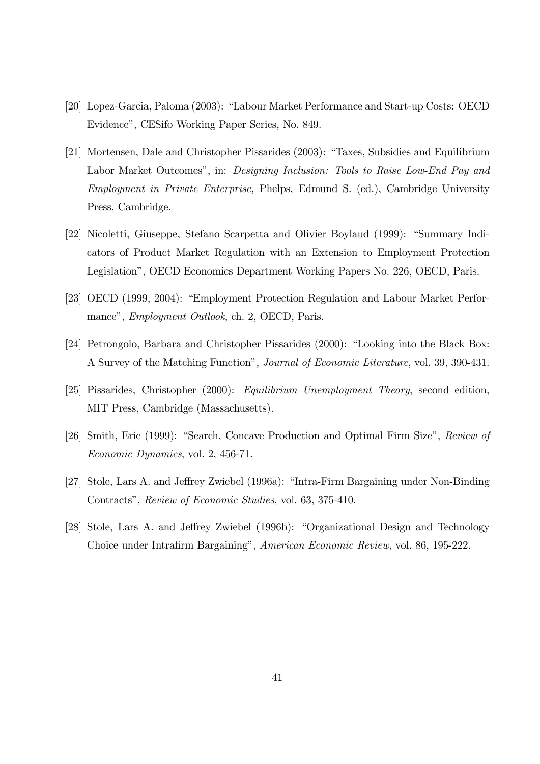[20] Lopez-Garcia, Paloma (2003): "Labour Market Performance and Start-up Costs: OECD Evidence", CESifo Working Paper Series, No. 849.

[21] Mortensen, Dale and Christopher Pissarides (2003): "Taxes, Subsidies and Equilibrium Labor Market Outcomes", in: *Designing Inclusion: Tools to Raise Low-End Pay and Employment in Private Enterprise*, Phelps, Edmund S. (ed.), Cambridge University Press, Cambridge.

[22] Nicoletti, Giuseppe, Stefano Scarpetta and Olivier Boylaud (1999): "Summary Indicators of Product Market Regulation with an Extension to Employment Protection Legislation", OECD Economics Department Working Papers No. 226, OECD, Paris.

[23] OECD (1999, 2004): "Employment Protection Regulation and Labour Market Performance", *Employment Outlook*, ch. 2, OECD, Paris.

[24] Petrongolo, Barbara and Christopher Pissarides (2000): "Looking into the Black Box: A Survey of the Matching Function", *Journal of Economic Literature*, vol. 39, 390-431.

[25] Pissarides, Christopher (2000): *Equilibrium Unemployment Theory*, second edition, MIT Press, Cambridge (Massachusetts).

[26] Smith, Eric (1999): "Search, Concave Production and Optimal Firm Size", *Review of Economic Dynamics*, vol. 2, 456-71.

[27] Stole, Lars A. and Jeffrey Zwiebel (1996a): "Intra-Firm Bargaining under Non-Binding Contracts", *Review of Economic Studies*, vol. 63, 375-410.

[28] Stole, Lars A. and Jeffrey Zwiebel (1996b): "Organizational Design and Technology Choice under Intrafirm Bargaining", *American Economic Review*, vol. 86, 195-222.